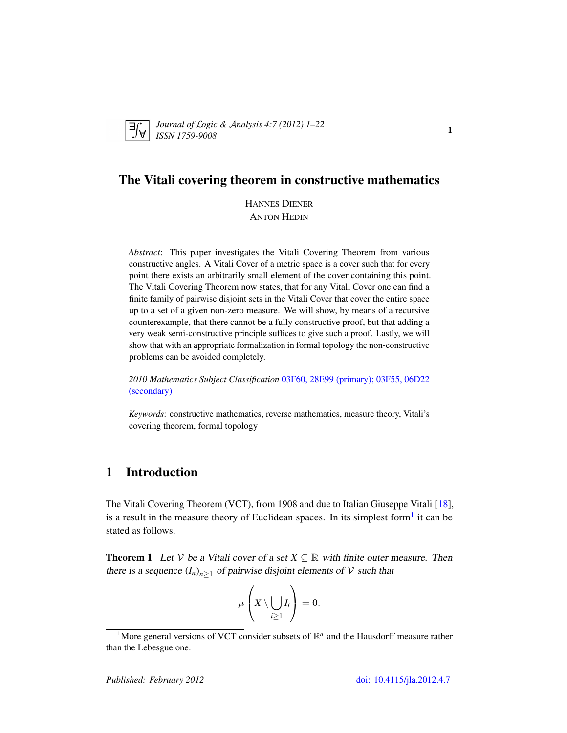# The Vitali covering theorem in constructive mathematics

HANNES DIENER
ANTON HEDIN

*Abstract*: This paper investigates the Vitali Covering Theorem from various constructive angles. A Vitali Cover of a metric space is a cover such that for every point there exists an arbitrarily small element of the cover containing this point. The Vitali Covering Theorem now states, that for any Vitali Cover one can find a finite family of pairwise disjoint sets in the Vitali Cover that cover the entire space up to a set of a given non-zero measure. We will show, by means of a recursive counterexample, that there cannot be a fully constructive proof, but that adding a very weak semi-constructive principle suffices to give such a proof. Lastly, we will show that with an appropriate formalization in formal topology the non-constructive problems can be avoided completely.

*2010 Mathematics Subject Classification* 03F60, 28E99 (primary); 03F55, 06D22 (secondary)

*Keywords*: constructive mathematics, reverse mathematics, measure theory, Vitali's covering theorem, formal topology

## 1 Introduction

The Vitali Covering Theorem (VCT), from 1908 and due to Italian Giuseppe Vitali [18], is a result in the measure theory of Euclidean spaces. In its simplest form[1] it can be stated as follows.

**Theorem 1** *Let $\mathcal{V}$ be a Vitali cover of a set $X \subseteq \mathbb{R}$ with finite outer measure. Then there is a sequence $(I_n)_{n\geq 1}$ of pairwise disjoint elements of $\mathcal{V}$ such that*

$$\mu\left(X \setminus \bigcup_{i\geq 1} I_i\right) = 0.$$

[1] More general versions of VCT consider subsets of $\mathbb{R}^n$ and the Hausdorff measure rather than the Lebesgue one.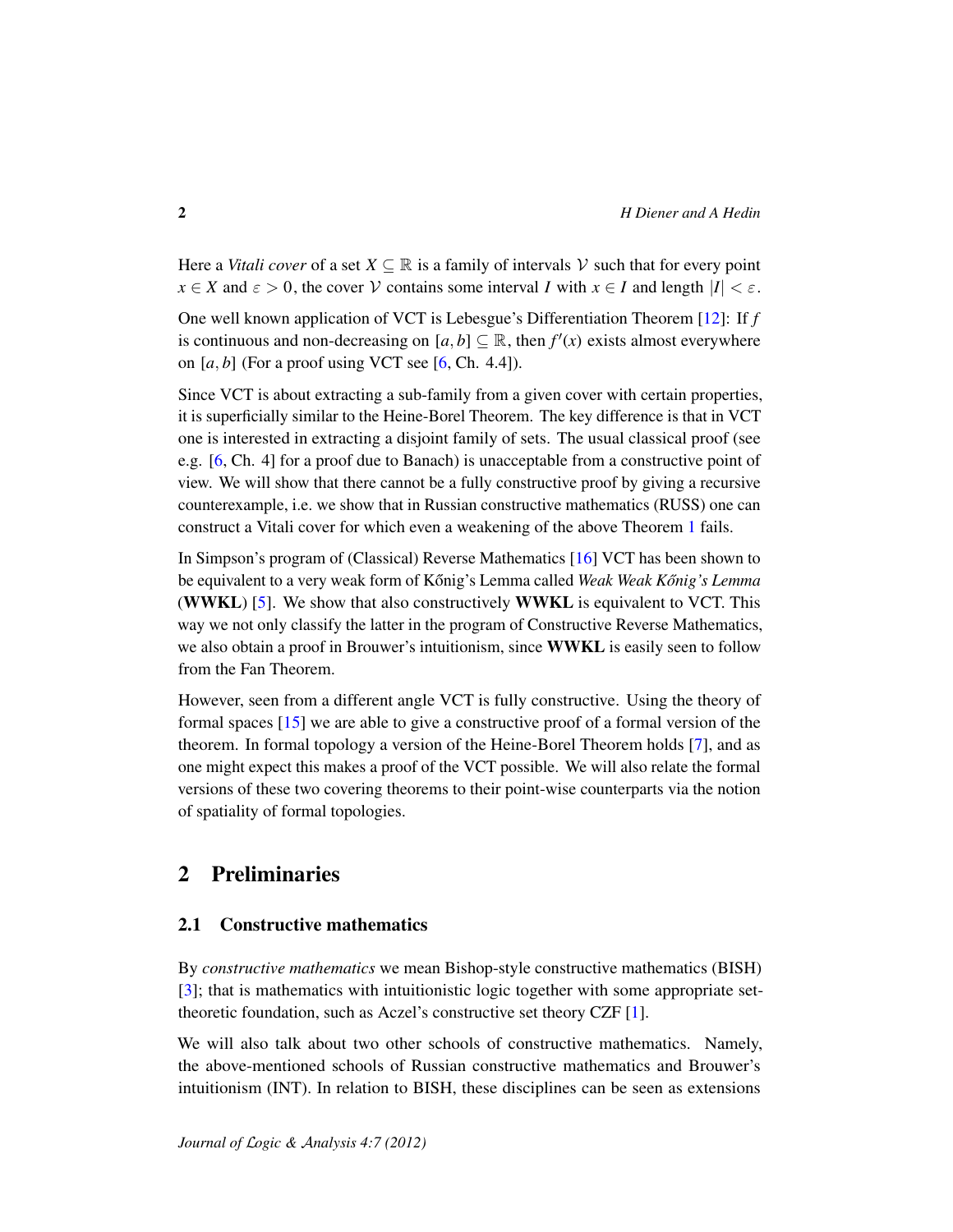Here a *Vitali cover* of a set $X \subseteq \mathbb{R}$ is a family of intervals $\mathcal{V}$ such that for every point $x \in X$ and $\varepsilon > 0$, the cover $\mathcal{V}$ contains some interval $I$ with $x \in I$ and length $|I| < \varepsilon$.

One well known application of VCT is Lebesgue's Differentiation Theorem [12]: If $f$ is continuous and non-decreasing on $[a,b] \subseteq \mathbb{R}$, then $f'(x)$ exists almost everywhere on $[a,b]$ (For a proof using VCT see [6, Ch. 4.4]).

Since VCT is about extracting a sub-family from a given cover with certain properties, it is superficially similar to the Heine-Borel Theorem. The key difference is that in VCT one is interested in extracting a disjoint family of sets. The usual classical proof (see e.g. [6, Ch. 4] for a proof due to Banach) is unacceptable from a constructive point of view. We will show that there cannot be a fully constructive proof by giving a recursive counterexample, i.e. we show that in Russian constructive mathematics (RUSS) one can construct a Vitali cover for which even a weakening of the above Theorem 1 fails.

In Simpson's program of (Classical) Reverse Mathematics [16] VCT has been shown to be equivalent to a very weak form of Kőnig's Lemma called *Weak Weak Kőnig's Lemma* (**WWKL**) [5]. We show that also constructively **WWKL** is equivalent to VCT. This way we not only classify the latter in the program of Constructive Reverse Mathematics, we also obtain a proof in Brouwer's intuitionism, since **WWKL** is easily seen to follow from the Fan Theorem.

However, seen from a different angle VCT is fully constructive. Using the theory of formal spaces [15] we are able to give a constructive proof of a formal version of the theorem. In formal topology a version of the Heine-Borel Theorem holds [7], and as one might expect this makes a proof of the VCT possible. We will also relate the formal versions of these two covering theorems to their point-wise counterparts via the notion of spatiality of formal topologies.

## 2 Preliminaries

### 2.1 Constructive mathematics

By *constructive mathematics* we mean Bishop-style constructive mathematics (BISH) [3]; that is mathematics with intuitionistic logic together with some appropriate set-theoretic foundation, such as Aczel's constructive set theory CZF [1].

We will also talk about two other schools of constructive mathematics. Namely, the above-mentioned schools of Russian constructive mathematics and Brouwer's intuitionism (INT). In relation to BISH, these disciplines can be seen as extensions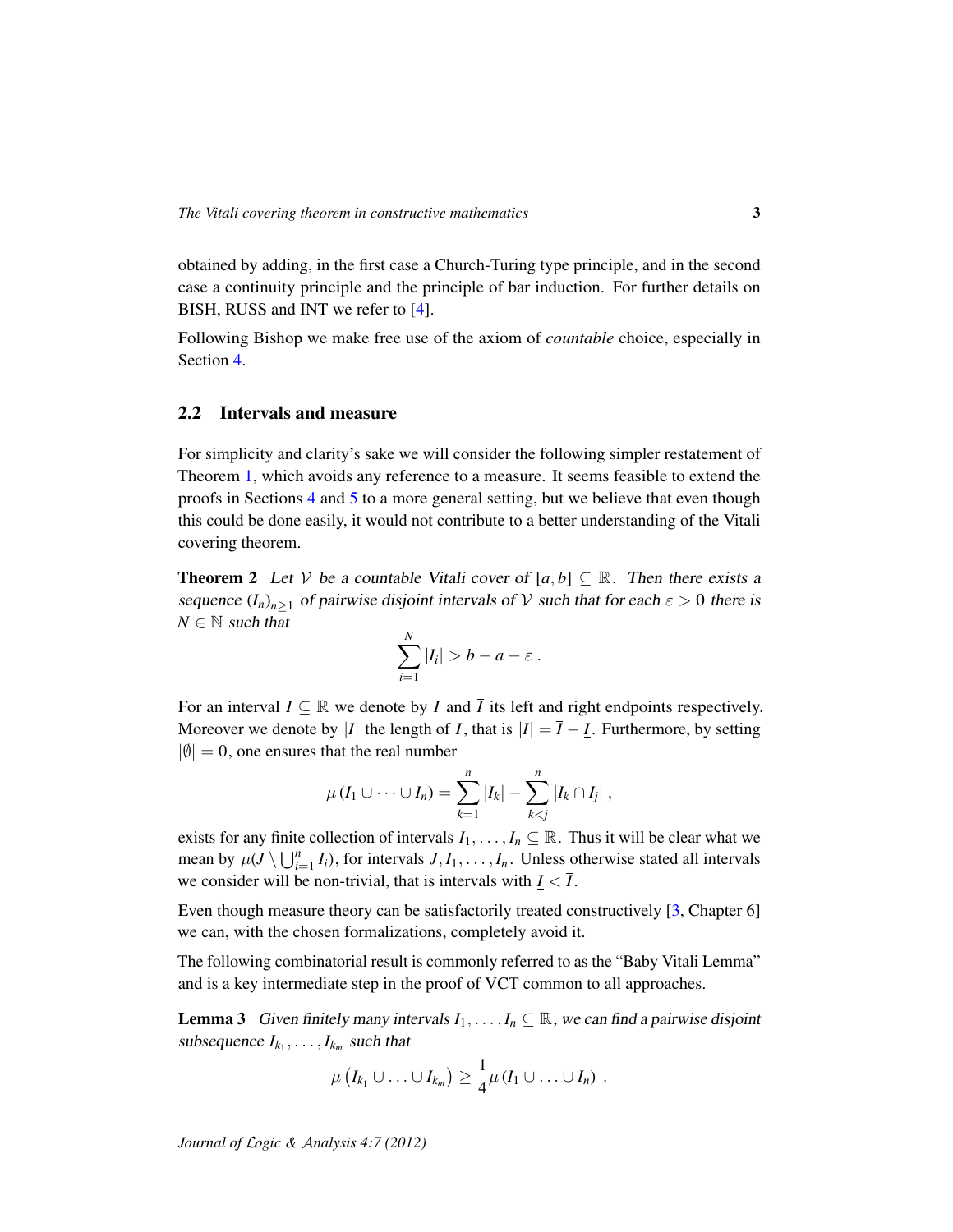obtained by adding, in the first case a Church-Turing type principle, and in the second case a continuity principle and the principle of bar induction. For further details on BISH, RUSS and INT we refer to [4].

Following Bishop we make free use of the axiom of *countable* choice, especially in Section 4.

## 2.2 Intervals and measure

For simplicity and clarity's sake we will consider the following simpler restatement of Theorem 1, which avoids any reference to a measure. It seems feasible to extend the proofs in Sections 4 and 5 to a more general setting, but we believe that even though this could be done easily, it would not contribute to a better understanding of the Vitali covering theorem.

**Theorem 2** *Let $\mathcal{V}$ be a countable Vitali cover of $[a,b] \subseteq \mathbb{R}$. Then there exists a sequence $(I_n)_{n\geq 1}$ of pairwise disjoint intervals of $\mathcal{V}$ such that for each $\varepsilon > 0$ there is $N \in \mathbb{N}$ such that*

$$\sum_{i=1}^{N} |I_i| > b - a - \varepsilon .$$

For an interval $I \subseteq \mathbb{R}$ we denote by $\underline{I}$ and $\overline{I}$ its left and right endpoints respectively. Moreover we denote by $|I|$ the length of $I$, that is $|I| = \overline{I} - \underline{I}$. Furthermore, by setting $|\emptyset| = 0$, one ensures that the real number

$$\mu\left(I_1 \cup \cdots \cup I_n\right) = \sum_{k=1}^{n} |I_k| - \sum_{k<j}^{n} |I_k \cap I_j| ,$$

exists for any finite collection of intervals $I_1, \ldots, I_n \subseteq \mathbb{R}$. Thus it will be clear what we mean by $\mu(J \setminus \bigcup_{i=1}^{n} I_i)$, for intervals $J, I_1, \ldots, I_n$. Unless otherwise stated all intervals we consider will be non-trivial, that is intervals with $\underline{I} < \overline{I}$.

Even though measure theory can be satisfactorily treated constructively [3, Chapter 6] we can, with the chosen formalizations, completely avoid it.

The following combinatorial result is commonly referred to as the "Baby Vitali Lemma" and is a key intermediate step in the proof of VCT common to all approaches.

**Lemma 3** *Given finitely many intervals $I_1, \ldots, I_n \subseteq \mathbb{R}$, we can find a pairwise disjoint subsequence $I_{k_1}, \ldots, I_{k_m}$ such that*

$$\mu\left(I_{k_1} \cup \ldots \cup I_{k_m}\right) \geq \frac{1}{4}\mu\left(I_1 \cup \ldots \cup I_n\right) .$$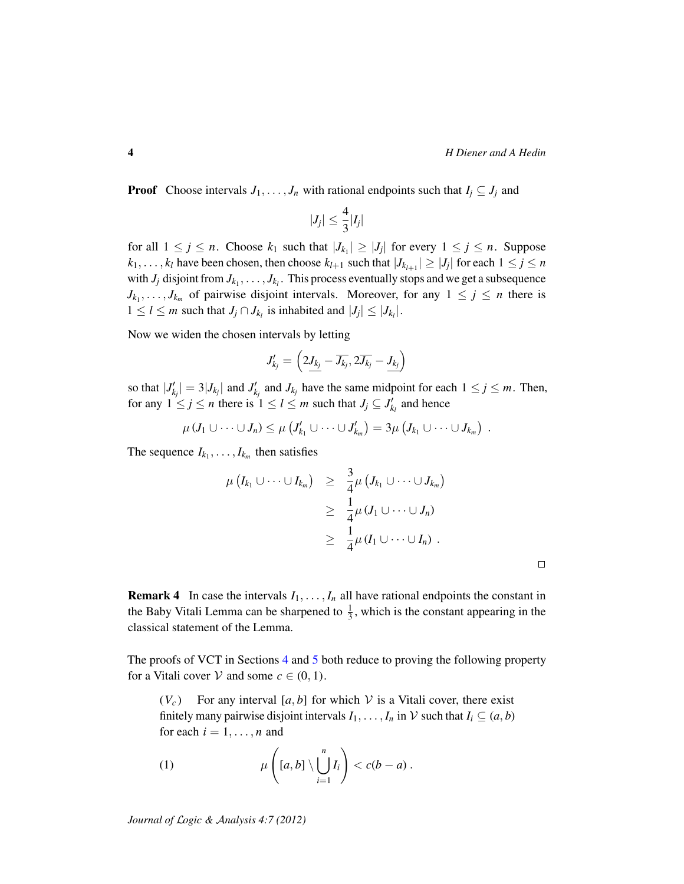**Proof** Choose intervals $J_1, \ldots, J_n$ with rational endpoints such that $I_j \subseteq J_j$ and

$$|J_j| \leq \frac{4}{3}|I_j|$$

for all $1 \leq j \leq n$. Choose $k_1$ such that $|J_{k_1}| \geq |J_j|$ for every $1 \leq j \leq n$. Suppose $k_1, \ldots, k_l$ have been chosen, then choose $k_{l+1}$ such that $|J_{k_{l+1}}| \geq |J_j|$ for each $1 \leq j \leq n$ with $J_j$ disjoint from $J_{k_1}, \ldots, J_{k_l}$. This process eventually stops and we get a subsequence $J_{k_1}, \ldots, J_{k_m}$ of pairwise disjoint intervals. Moreover, for any $1 \leq j \leq n$ there is $1 \leq l \leq m$ such that $J_j \cap J_{k_l}$ is inhabited and $|J_j| \leq |J_{k_l}|$.

Now we widen the chosen intervals by letting

$$J'_{k_j} = \left(2\underline{J_{k_j}} - \overline{J_{k_j}}, 2\overline{J_{k_j}} - \underline{J_{k_j}}\right)$$

so that $|J'_{k_j}| = 3|J_{k_j}|$ and $J'_{k_j}$ and $J_{k_j}$ have the same midpoint for each $1 \leq j \leq m$. Then, for any $1 \leq j \leq n$ there is $1 \leq l \leq m$ such that $J_j \subseteq J'_{k_l}$ and hence

$$\mu\left(J_1 \cup \cdots \cup J_n\right) \leq \mu\left(J'_{k_1} \cup \cdots \cup J'_{k_m}\right) = 3\mu\left(J_{k_1} \cup \cdots \cup J_{k_m}\right) .$$

The sequence $I_{k_1}, \ldots, I_{k_m}$ then satisfies

$$\begin{aligned}
\mu\left(I_{k_1} \cup \cdots \cup I_{k_m}\right) &\geq \frac{3}{4}\mu\left(J_{k_1} \cup \cdots \cup J_{k_m}\right) \\
&\geq \frac{1}{4}\mu\left(J_1 \cup \cdots \cup J_n\right) \\
&\geq \frac{1}{4}\mu\left(I_1 \cup \cdots \cup I_n\right) .
\end{aligned}$$

□

**Remark 4** In case the intervals $I_1, \ldots, I_n$ all have rational endpoints the constant in the Baby Vitali Lemma can be sharpened to $\frac{1}{3}$, which is the constant appearing in the classical statement of the Lemma.

The proofs of VCT in Sections 4 and 5 both reduce to proving the following property for a Vitali cover $\mathcal{V}$ and some $c \in (0, 1)$.

> $(V_c)$ For any interval $[a, b]$ for which $\mathcal{V}$ is a Vitali cover, there exist finitely many pairwise disjoint intervals $I_1, \ldots, I_n$ in $\mathcal{V}$ such that $I_i \subseteq (a, b)$ for each $i = 1, \ldots, n$ and
>
> $$\mu\left([a, b] \setminus \bigcup_{i=1}^{n} I_i\right) < c(b - a) . \tag{1}$$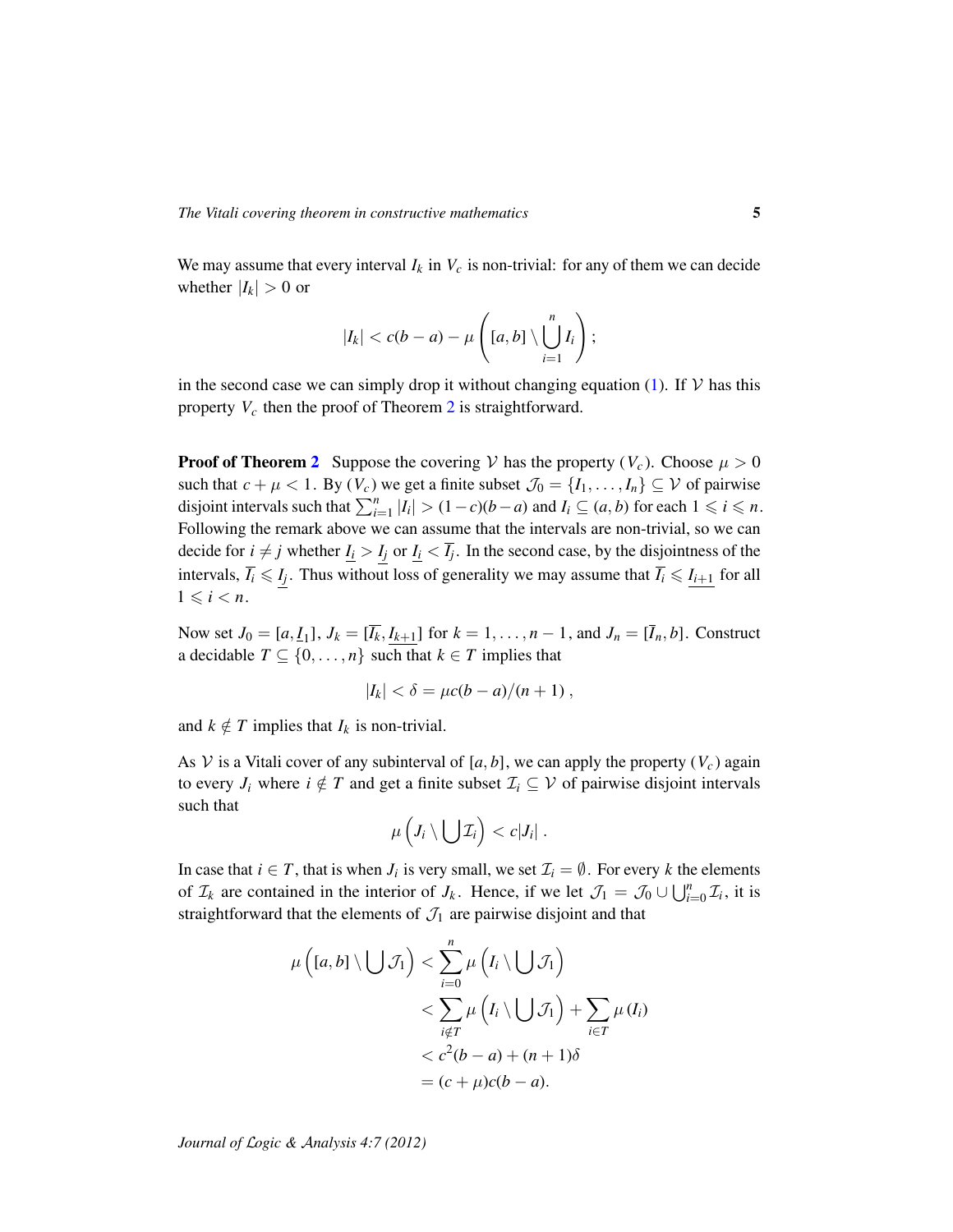We may assume that every interval $I_k$ in $V_c$ is non-trivial: for any of them we can decide whether $|I_k| > 0$ or

$$|I_k| < c(b-a) - \mu\left([a,b] \setminus \bigcup_{i=1}^{n} I_i\right);$$

in the second case we can simply drop it without changing equation (1). If $\mathcal{V}$ has this property $V_c$ then the proof of Theorem 2 is straightforward.

**Proof of Theorem 2** Suppose the covering $\mathcal{V}$ has the property $(V_c)$. Choose $\mu > 0$ such that $c + \mu < 1$. By $(V_c)$ we get a finite subset $\mathcal{J}_0 = \{I_1, \ldots, I_n\} \subseteq \mathcal{V}$ of pairwise disjoint intervals such that $\sum_{i=1}^{n} |I_i| > (1-c)(b-a)$ and $I_i \subseteq (a,b)$ for each $1 \leqslant i \leqslant n$. Following the remark above we can assume that the intervals are non-trivial, so we can decide for $i \neq j$ whether $\underline{I_i} > \underline{I_j}$ or $\underline{I_i} < \overline{I_j}$. In the second case, by the disjointness of the intervals, $\overline{I_i} \leqslant \underline{I_j}$. Thus without loss of generality we may assume that $\overline{I_i} \leqslant \underline{I_{i+1}}$ for all $1 \leqslant i < n$.

Now set $J_0 = [a, \underline{I_1}]$, $J_k = [\overline{I_k}, \underline{I_{k+1}}]$ for $k = 1, \ldots, n-1$, and $J_n = [\overline{I}_n, b]$. Construct a decidable $T \subseteq \{0, \ldots, n\}$ such that $k \in T$ implies that

$$|I_k| < \delta = \mu c(b-a)/(n+1),$$

and $k \notin T$ implies that $I_k$ is non-trivial.

As $\mathcal{V}$ is a Vitali cover of any subinterval of $[a,b]$, we can apply the property $(V_c)$ again to every $J_i$ where $i \notin T$ and get a finite subset $\mathcal{I}_i \subseteq \mathcal{V}$ of pairwise disjoint intervals such that

$$\mu\left(J_i \setminus \bigcup \mathcal{I}_i\right) < c|J_i|.$$

In case that $i \in T$, that is when $J_i$ is very small, we set $\mathcal{I}_i = \emptyset$. For every $k$ the elements of $\mathcal{I}_k$ are contained in the interior of $J_k$. Hence, if we let $\mathcal{J}_1 = \mathcal{J}_0 \cup \bigcup_{i=0}^{n} \mathcal{I}_i$, it is straightforward that the elements of $\mathcal{J}_1$ are pairwise disjoint and that

$$\begin{aligned}
\mu\left([a,b] \setminus \bigcup \mathcal{J}_1\right) &< \sum_{i=0}^{n} \mu\left(I_i \setminus \bigcup \mathcal{J}_1\right) \\
&< \sum_{i \notin T} \mu\left(I_i \setminus \bigcup \mathcal{J}_1\right) + \sum_{i \in T} \mu\left(I_i\right) \\
&< c^2(b-a) + (n+1)\delta \\
&= (c+\mu)c(b-a).
\end{aligned}$$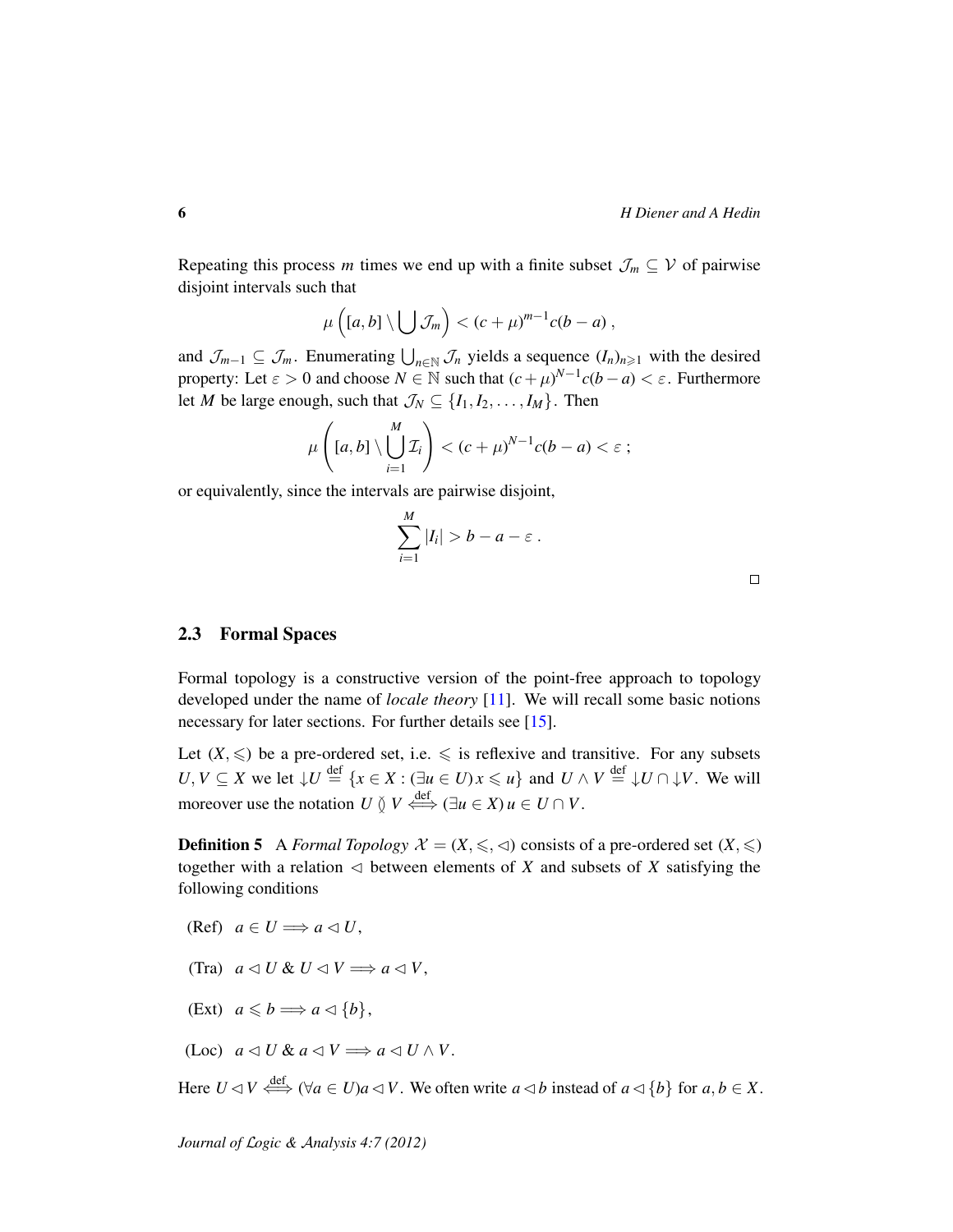Repeating this process $m$ times we end up with a finite subset $\mathcal{J}_m \subseteq \mathcal{V}$ of pairwise disjoint intervals such that

$$\mu\left([a,b] \setminus \bigcup \mathcal{J}_m\right) < (c+\mu)^{m-1} c(b-a) ,$$

and $\mathcal{J}_{m-1} \subseteq \mathcal{J}_m$. Enumerating $\bigcup_{n\in\mathbb{N}} \mathcal{J}_n$ yields a sequence $(I_n)_{n\geqslant 1}$ with the desired property: Let $\varepsilon > 0$ and choose $N \in \mathbb{N}$ such that $(c+\mu)^{N-1}c(b-a) < \varepsilon$. Furthermore let $M$ be large enough, such that $\mathcal{J}_N \subseteq \{I_1, I_2, \ldots, I_M\}$. Then

$$\mu\left([a,b] \setminus \bigcup_{i=1}^{M} \mathcal{I}_i\right) < (c+\mu)^{N-1} c(b-a) < \varepsilon ;$$

or equivalently, since the intervals are pairwise disjoint,

$$\sum_{i=1}^{M} |I_i| > b - a - \varepsilon .$$

□

## 2.3 Formal Spaces

Formal topology is a constructive version of the point-free approach to topology developed under the name of *locale theory* [11]. We will recall some basic notions necessary for later sections. For further details see [15].

Let $(X, \leqslant)$ be a pre-ordered set, i.e. $\leqslant$ is reflexive and transitive. For any subsets $U, V \subseteq X$ we let $\downarrow U \stackrel{\text{def}}{=} \{x \in X : (\exists u \in U)\, x \leqslant u\}$ and $U \wedge V \stackrel{\text{def}}{=} \downarrow U \cap \downarrow V$. We will moreover use the notation $U \between V \stackrel{\text{def}}{\iff} (\exists u \in X)\, u \in U \cap V$.

**Definition 5** A *Formal Topology* $\mathcal{X} = (X, \leqslant, \lhd)$ consists of a pre-ordered set $(X, \leqslant)$ together with a relation $\lhd$ between elements of $X$ and subsets of $X$ satisfying the following conditions

(Ref) $a \in U \implies a \lhd U$,

(Tra) $a \lhd U \;\&\; U \lhd V \implies a \lhd V$,

(Ext) $a \leqslant b \implies a \lhd \{b\}$,

(Loc) $a \lhd U \;\&\; a \lhd V \implies a \lhd U \wedge V$.

Here $U \lhd V \stackrel{\text{def}}{\iff} (\forall a \in U) a \lhd V$. We often write $a \lhd b$ instead of $a \lhd \{b\}$ for $a, b \in X$.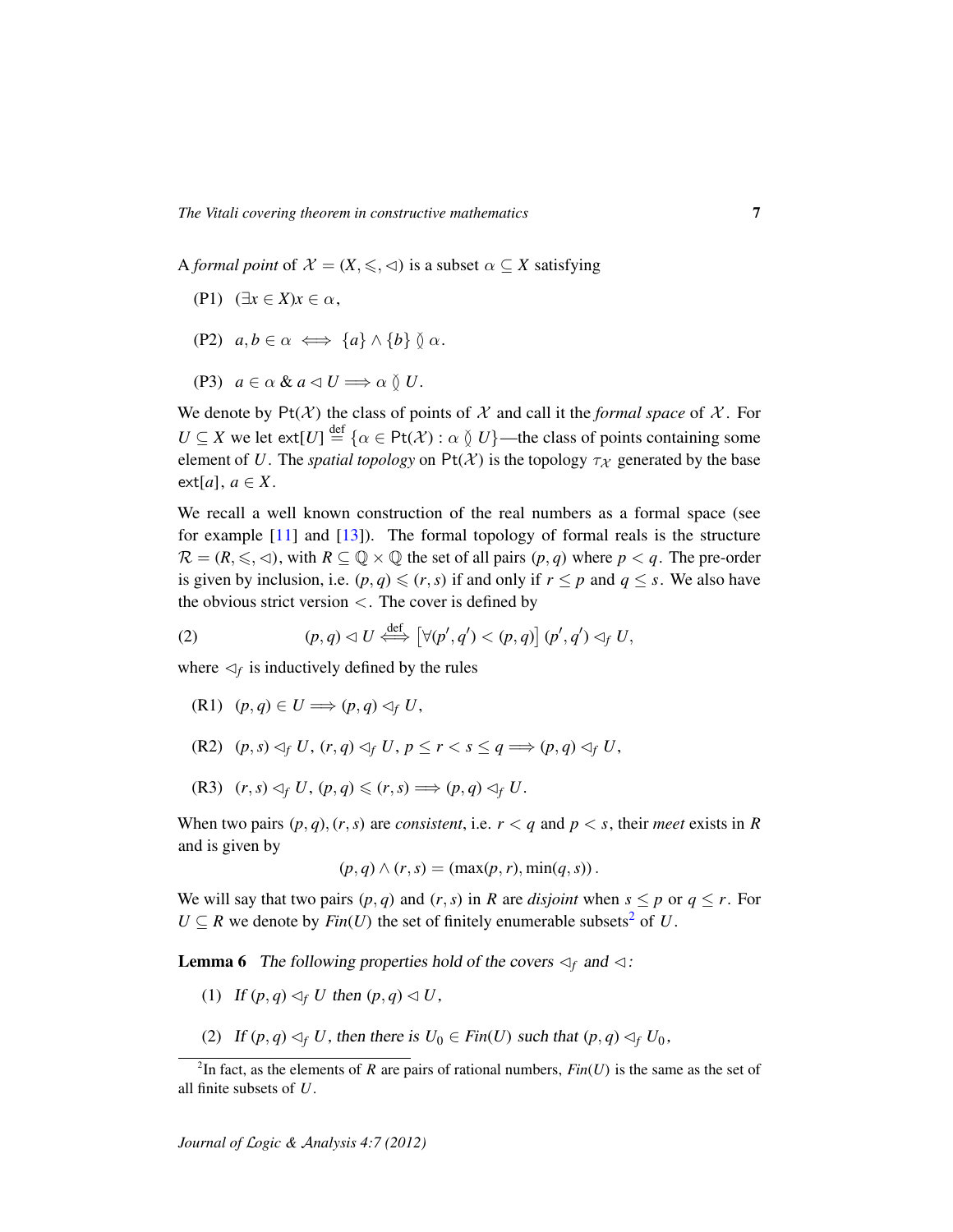A *formal point* of $\mathcal{X} = (X, \leqslant, \lhd)$ is a subset $\alpha \subseteq X$ satisfying

(P1) $(\exists x \in X) x \in \alpha$,

(P2) $a, b \in \alpha \iff \{a\} \wedge \{b\} \between \alpha$.

(P3) $a \in \alpha \ \&\ a \lhd U \Longrightarrow \alpha \between U$.

We denote by $\mathsf{Pt}(\mathcal{X})$ the class of points of $\mathcal{X}$ and call it the *formal space* of $\mathcal{X}$. For $U \subseteq X$ we let $\mathsf{ext}[U] \stackrel{\text{def}}{=} \{\alpha \in \mathsf{Pt}(\mathcal{X}) : \alpha \between U\}$—the class of points containing some element of $U$. The *spatial topology* on $\mathsf{Pt}(\mathcal{X})$ is the topology $\tau_{\mathcal{X}}$ generated by the base $\mathsf{ext}[a]$, $a \in X$.

We recall a well known construction of the real numbers as a formal space (see for example [11] and [13]). The formal topology of formal reals is the structure $\mathcal{R} = (R, \leqslant, \lhd)$, with $R \subseteq \mathbb{Q} \times \mathbb{Q}$ the set of all pairs $(p, q)$ where $p < q$. The pre-order is given by inclusion, i.e. $(p, q) \leqslant (r, s)$ if and only if $r \leq p$ and $q \leq s$. We also have the obvious strict version $<$. The cover is defined by

$$(p, q) \lhd U \stackrel{\text{def}}{\iff} \left[\forall (p', q') < (p, q)\right] (p', q') \lhd_f U, \tag{2}$$

where $\lhd_f$ is inductively defined by the rules

(R1) $(p, q) \in U \Longrightarrow (p, q) \lhd_f U$,

(R2) $(p, s) \lhd_f U$, $(r, q) \lhd_f U$, $p \leq r < s \leq q \Longrightarrow (p, q) \lhd_f U$,

(R3) $(r, s) \lhd_f U$, $(p, q) \leqslant (r, s) \Longrightarrow (p, q) \lhd_f U$.

When two pairs $(p, q), (r, s)$ are *consistent*, i.e. $r < q$ and $p < s$, their *meet* exists in $R$ and is given by

$$(p, q) \wedge (r, s) = (\max(p, r), \min(q, s)).$$

We will say that two pairs $(p, q)$ and $(r, s)$ in $R$ are *disjoint* when $s \leq p$ or $q \leq r$. For $U \subseteq R$ we denote by $Fin(U)$ the set of finitely enumerable subsets[2] of $U$.

**Lemma 6** *The following properties hold of the covers $\lhd_f$ and $\lhd$:*

(1) *If $(p, q) \lhd_f U$ then $(p, q) \lhd U$,*

(2) *If $(p, q) \lhd_f U$, then there is $U_0 \in Fin(U)$ such that $(p, q) \lhd_f U_0$,*

[2] In fact, as the elements of $R$ are pairs of rational numbers, $Fin(U)$ is the same as the set of all finite subsets of $U$.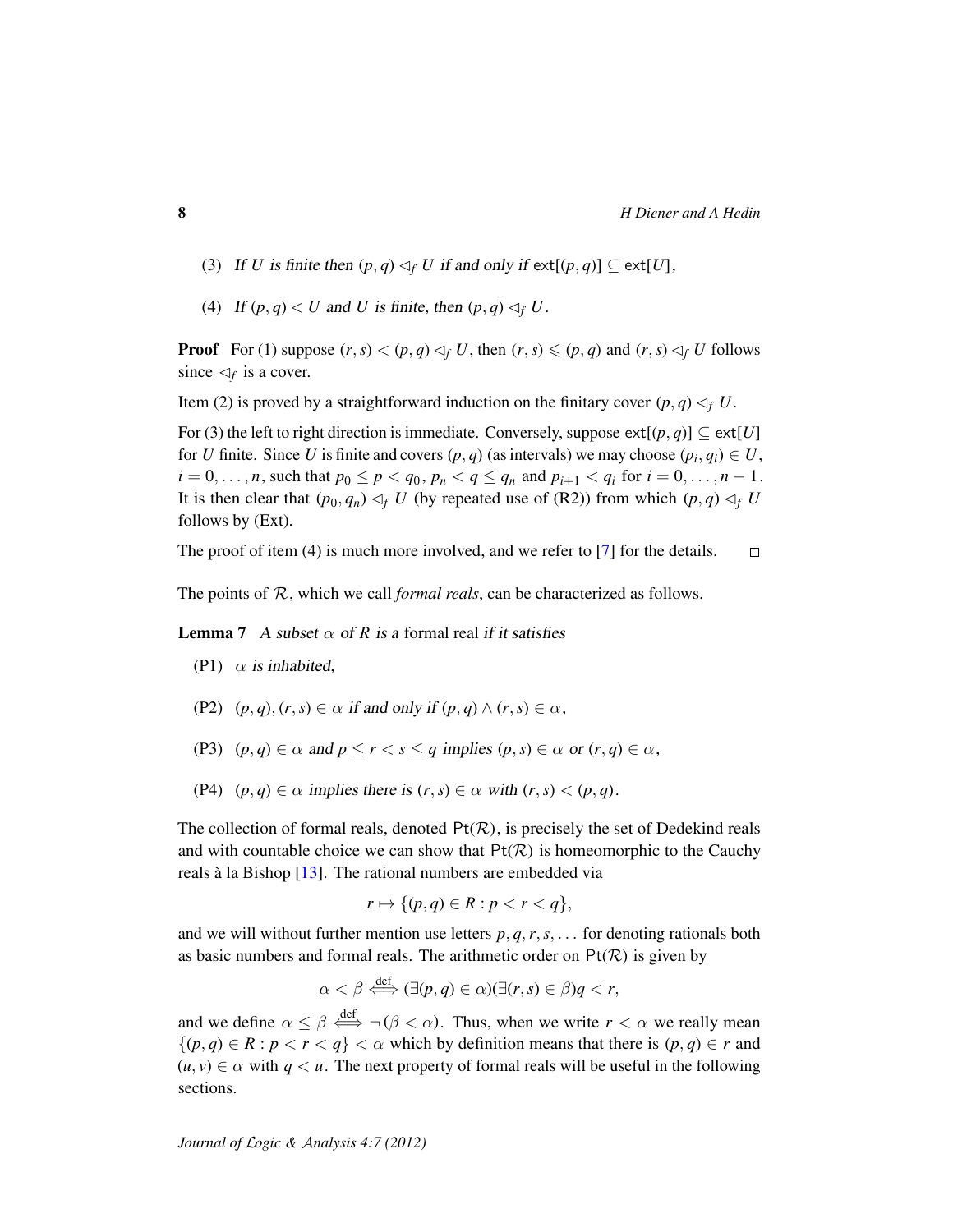(3) *If $U$ is finite then $(p,q) \lhd_f U$ if and only if* $\mathsf{ext}[(p,q)] \subseteq \mathsf{ext}[U]$,

(4) *If $(p,q) \lhd U$ and $U$ is finite, then $(p,q) \lhd_f U$.*

**Proof** For (1) suppose $(r,s) < (p,q) \lhd_f U$, then $(r,s) \leqslant (p,q)$ and $(r,s) \lhd_f U$ follows since $\lhd_f$ is a cover.

Item (2) is proved by a straightforward induction on the finitary cover $(p,q) \lhd_f U$.

For (3) the left to right direction is immediate. Conversely, suppose $\mathsf{ext}[(p,q)] \subseteq \mathsf{ext}[U]$ for $U$ finite. Since $U$ is finite and covers $(p,q)$ (as intervals) we may choose $(p_i,q_i) \in U$, $i = 0,\ldots,n$, such that $p_0 \leq p < q_0$, $p_n < q \leq q_n$ and $p_{i+1} < q_i$ for $i = 0,\ldots,n-1$. It is then clear that $(p_0,q_n) \lhd_f U$ (by repeated use of (R2)) from which $(p,q) \lhd_f U$ follows by (Ext).

The proof of item (4) is much more involved, and we refer to [7] for the details. $\square$

The points of $\mathcal{R}$, which we call *formal reals*, can be characterized as follows.

**Lemma 7** *A subset $\alpha$ of $R$ is a* formal real *if it satisfies*

(P1) *$\alpha$ is inhabited,*

(P2) *$(p,q),(r,s) \in \alpha$ if and only if $(p,q) \wedge (r,s) \in \alpha$,*

(P3) *$(p,q) \in \alpha$ and $p \leq r < s \leq q$ implies $(p,s) \in \alpha$ or $(r,q) \in \alpha$,*

(P4) *$(p,q) \in \alpha$ implies there is $(r,s) \in \alpha$ with $(r,s) < (p,q)$.*

The collection of formal reals, denoted $\mathsf{Pt}(\mathcal{R})$, is precisely the set of Dedekind reals and with countable choice we can show that $\mathsf{Pt}(\mathcal{R})$ is homeomorphic to the Cauchy reals à la Bishop [13]. The rational numbers are embedded via

$$r \mapsto \{(p,q) \in R : p < r < q\},$$

and we will without further mention use letters $p,q,r,s,\ldots$ for denoting rationals both as basic numbers and formal reals. The arithmetic order on $\mathsf{Pt}(\mathcal{R})$ is given by

$$\alpha < \beta \overset{\text{def}}{\iff} (\exists (p,q) \in \alpha)(\exists (r,s) \in \beta) q < r,$$

and we define $\alpha \leq \beta \overset{\text{def}}{\iff} \neg(\beta < \alpha)$. Thus, when we write $r < \alpha$ we really mean $\{(p,q) \in R : p < r < q\} < \alpha$ which by definition means that there is $(p,q) \in r$ and $(u,v) \in \alpha$ with $q < u$. The next property of formal reals will be useful in the following sections.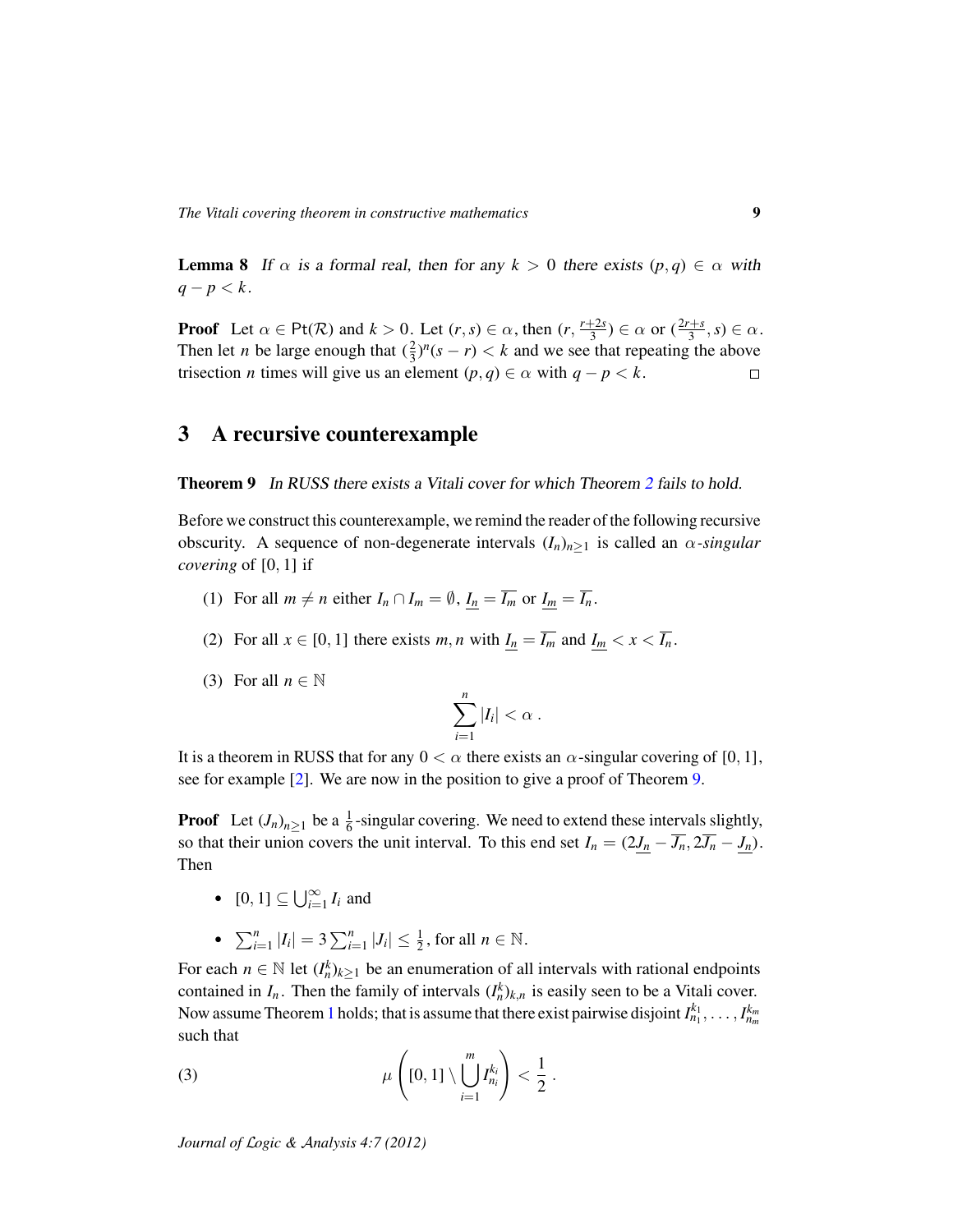**Lemma 8** *If $\alpha$ is a formal real, then for any $k > 0$ there exists $(p, q) \in \alpha$ with $q - p < k$.*

**Proof** Let $\alpha \in \mathsf{Pt}(\mathcal{R})$ and $k > 0$. Let $(r, s) \in \alpha$, then $(r, \frac{r+2s}{3}) \in \alpha$ or $(\frac{2r+s}{3}, s) \in \alpha$. Then let $n$ be large enough that $(\frac{2}{3})^n(s - r) < k$ and we see that repeating the above trisection $n$ times will give us an element $(p, q) \in \alpha$ with $q - p < k$. $\square$

## 3 A recursive counterexample

**Theorem 9** *In RUSS there exists a Vitali cover for which Theorem 2 fails to hold.*

Before we construct this counterexample, we remind the reader of the following recursive obscurity. A sequence of non-degenerate intervals $(I_n)_{n\geq 1}$ is called an $\alpha$*-singular covering* of $[0, 1]$ if

1. For all $m \neq n$ either $I_n \cap I_m = \emptyset$, $\underline{I_n} = \overline{I_m}$ or $\underline{I_m} = \overline{I_n}$.
2. For all $x \in [0, 1]$ there exists $m, n$ with $\underline{I_n} = \overline{I_m}$ and $\underline{I_m} < x < \overline{I_n}$.
3. For all $n \in \mathbb{N}$
$$\sum_{i=1}^{n} |I_i| < \alpha \; .$$

It is a theorem in RUSS that for any $0 < \alpha$ there exists an $\alpha$-singular covering of $[0, 1]$, see for example [2]. We are now in the position to give a proof of Theorem 9.

**Proof** Let $(J_n)_{n\geq 1}$ be a $\frac{1}{6}$-singular covering. We need to extend these intervals slightly, so that their union covers the unit interval. To this end set $I_n = (2\underline{J_n} - \overline{J_n}, 2\overline{J_n} - \underline{J_n})$. Then

- $[0, 1] \subseteq \bigcup_{i=1}^{\infty} I_i$ and
- $\sum_{i=1}^{n} |I_i| = 3 \sum_{i=1}^{n} |J_i| \leq \frac{1}{2}$, for all $n \in \mathbb{N}$.

For each $n \in \mathbb{N}$ let $(I_n^k)_{k\geq 1}$ be an enumeration of all intervals with rational endpoints contained in $I_n$. Then the family of intervals $(I_n^k)_{k,n}$ is easily seen to be a Vitali cover. Now assume Theorem 1 holds; that is assume that there exist pairwise disjoint $I_{n_1}^{k_1}, \ldots, I_{n_m}^{k_m}$ such that

$$\mu\left([0, 1] \setminus \bigcup_{i=1}^{m} I_{n_i}^{k_i}\right) < \frac{1}{2} \; . \tag{3}$$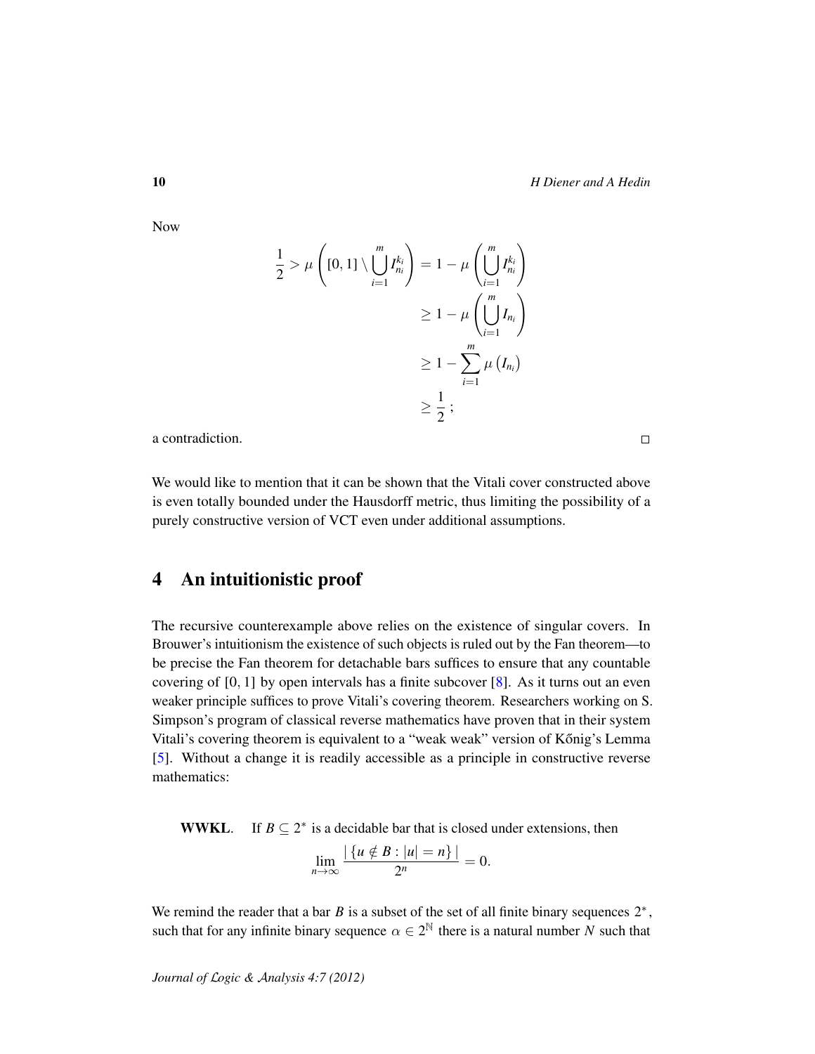Now

$$
\begin{aligned}
\frac{1}{2} > \mu\left([0,1] \setminus \bigcup_{i=1}^{m} I_{n_i}^{k_i}\right) &= 1 - \mu\left(\bigcup_{i=1}^{m} I_{n_i}^{k_i}\right) \\
&\geq 1 - \mu\left(\bigcup_{i=1}^{m} I_{n_i}\right) \\
&\geq 1 - \sum_{i=1}^{m} \mu\left(I_{n_i}\right) \\
&\geq \frac{1}{2}\,;
\end{aligned}
$$

a contradiction. □

We would like to mention that it can be shown that the Vitali cover constructed above is even totally bounded under the Hausdorff metric, thus limiting the possibility of a purely constructive version of VCT even under additional assumptions.

## 4 An intuitionistic proof

The recursive counterexample above relies on the existence of singular covers. In Brouwer's intuitionism the existence of such objects is ruled out by the Fan theorem—to be precise the Fan theorem for detachable bars suffices to ensure that any countable covering of $[0,1]$ by open intervals has a finite subcover [8]. As it turns out an even weaker principle suffices to prove Vitali's covering theorem. Researchers working on S. Simpson's program of classical reverse mathematics have proven that in their system Vitali's covering theorem is equivalent to a "weak weak" version of Kőnig's Lemma [5]. Without a change it is readily accessible as a principle in constructive reverse mathematics:

**WWKL.** If $B \subseteq 2^*$ is a decidable bar that is closed under extensions, then

$$
\lim_{n\to\infty} \frac{|\{u \notin B : |u| = n\}|}{2^n} = 0.
$$

We remind the reader that a bar $B$ is a subset of the set of all finite binary sequences $2^*$, such that for any infinite binary sequence $\alpha \in 2^{\mathbb{N}}$ there is a natural number $N$ such that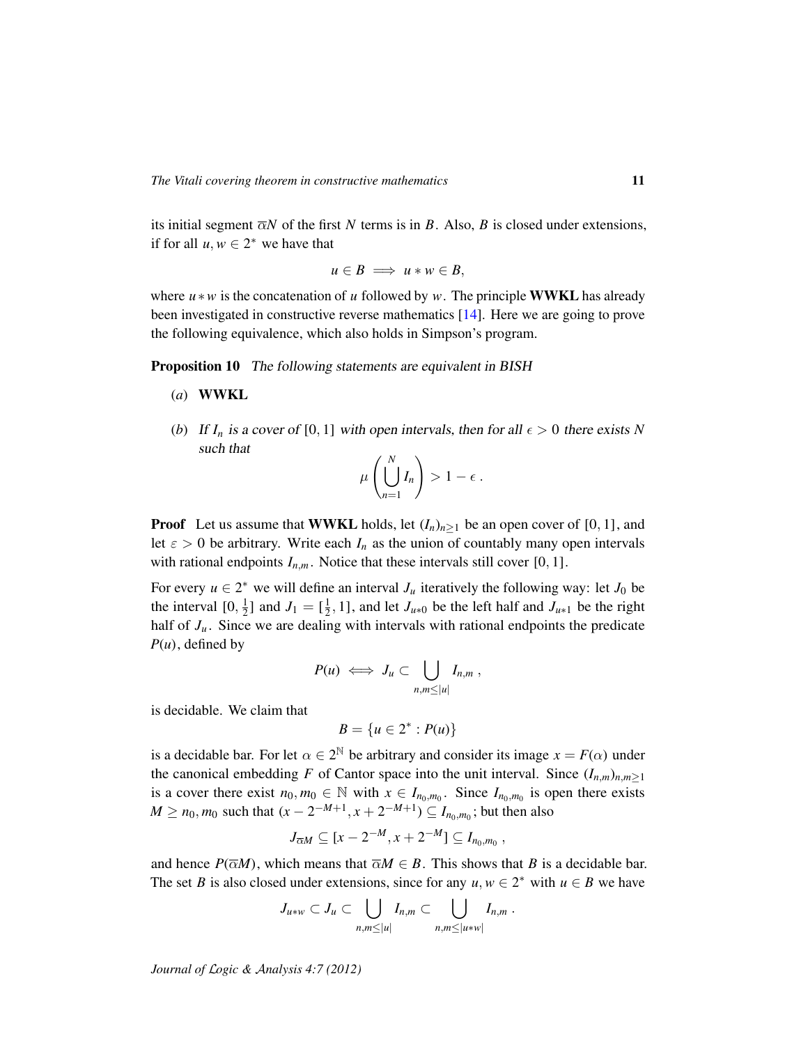its initial segment $\overline{\alpha}N$ of the first $N$ terms is in $B$. Also, $B$ is closed under extensions, if for all $u, w \in 2^*$ we have that

$$u \in B \implies u * w \in B,$$

where $u * w$ is the concatenation of $u$ followed by $w$. The principle **WWKL** has already been investigated in constructive reverse mathematics [14]. Here we are going to prove the following equivalence, which also holds in Simpson's program.

**Proposition 10** *The following statements are equivalent in BISH*

(*a*) **WWKL**

(*b*) *If $I_n$ is a cover of $[0,1]$ with open intervals, then for all $\epsilon > 0$ there exists $N$ such that*

$$\mu\left(\bigcup_{n=1}^{N} I_n\right) > 1 - \epsilon\,.$$

**Proof** Let us assume that **WWKL** holds, let $(I_n)_{n\geq 1}$ be an open cover of $[0,1]$, and let $\varepsilon > 0$ be arbitrary. Write each $I_n$ as the union of countably many open intervals with rational endpoints $I_{n,m}$. Notice that these intervals still cover $[0,1]$.

For every $u \in 2^*$ we will define an interval $J_u$ iteratively the following way: let $J_0$ be the interval $[0, \frac{1}{2}]$ and $J_1 = [\frac{1}{2}, 1]$, and let $J_{u*0}$ be the left half and $J_{u*1}$ be the right half of $J_u$. Since we are dealing with intervals with rational endpoints the predicate $P(u)$, defined by

$$P(u) \iff J_u \subset \bigcup_{n,m \leq |u|} I_{n,m}\,,$$

is decidable. We claim that

$$B = \{u \in 2^* : P(u)\}$$

is a decidable bar. For let $\alpha \in 2^{\mathbb{N}}$ be arbitrary and consider its image $x = F(\alpha)$ under the canonical embedding $F$ of Cantor space into the unit interval. Since $(I_{n,m})_{n,m\geq 1}$ is a cover there exist $n_0, m_0 \in \mathbb{N}$ with $x \in I_{n_0,m_0}$. Since $I_{n_0,m_0}$ is open there exists $M \geq n_0, m_0$ such that $(x - 2^{-M+1}, x + 2^{-M+1}) \subseteq I_{n_0,m_0}$; but then also

$$J_{\overline{\alpha}M} \subseteq [x - 2^{-M}, x + 2^{-M}] \subseteq I_{n_0,m_0}\,,$$

and hence $P(\overline{\alpha}M)$, which means that $\overline{\alpha}M \in B$. This shows that $B$ is a decidable bar. The set $B$ is also closed under extensions, since for any $u, w \in 2^*$ with $u \in B$ we have

$$J_{u*w} \subset J_u \subset \bigcup_{n,m \leq |u|} I_{n,m} \subset \bigcup_{n,m \leq |u*w|} I_{n,m}\,.$$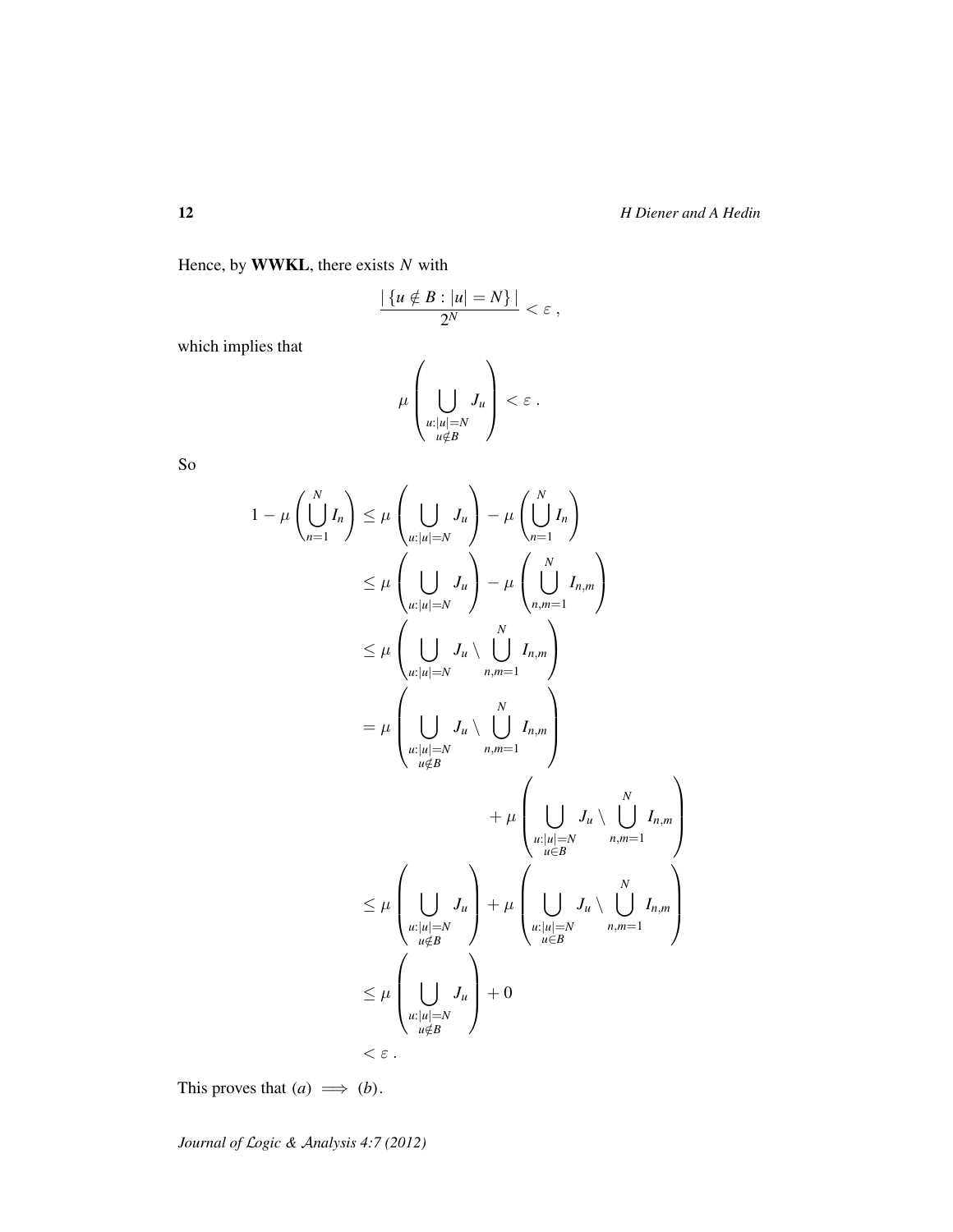Hence, by **WWKL**, there exists $N$ with

$$\frac{|\{u \notin B : |u| = N\}|}{2^N} < \varepsilon \,,$$

which implies that

$$\mu\left(\bigcup_{\substack{u:|u|=N \\ u \notin B}} J_u\right) < \varepsilon \,.$$

So

$$\begin{aligned}
1 - \mu\left(\bigcup_{n=1}^{N} I_n\right) &\leq \mu\left(\bigcup_{u:|u|=N} J_u\right) - \mu\left(\bigcup_{n=1}^{N} I_n\right) \\
&\leq \mu\left(\bigcup_{u:|u|=N} J_u\right) - \mu\left(\bigcup_{n,m=1}^{N} I_{n,m}\right) \\
&\leq \mu\left(\bigcup_{u:|u|=N} J_u \setminus \bigcup_{n,m=1}^{N} I_{n,m}\right) \\
&= \mu\left(\bigcup_{\substack{u:|u|=N \\ u \notin B}} J_u \setminus \bigcup_{n,m=1}^{N} I_{n,m}\right) \\
&\qquad\qquad + \mu\left(\bigcup_{\substack{u:|u|=N \\ u \in B}} J_u \setminus \bigcup_{n,m=1}^{N} I_{n,m}\right) \\
&\leq \mu\left(\bigcup_{\substack{u:|u|=N \\ u \notin B}} J_u\right) + \mu\left(\bigcup_{\substack{u:|u|=N \\ u \in B}} J_u \setminus \bigcup_{n,m=1}^{N} I_{n,m}\right) \\
&\leq \mu\left(\bigcup_{\substack{u:|u|=N \\ u \notin B}} J_u\right) + 0 \\
&< \varepsilon \,.
\end{aligned}$$

This proves that $(a) \implies (b)$.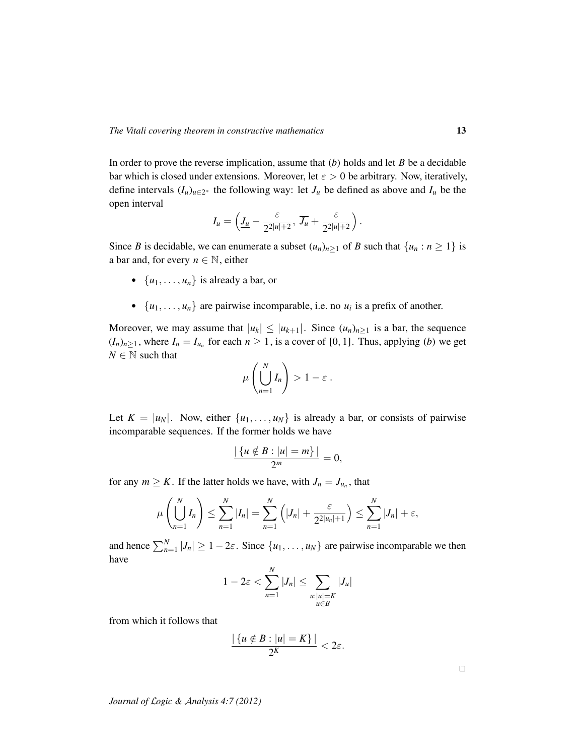In order to prove the reverse implication, assume that (*b*) holds and let $B$ be a decidable bar which is closed under extensions. Moreover, let $\varepsilon > 0$ be arbitrary. Now, iteratively, define intervals $(I_u)_{u \in 2^*}$ the following way: let $J_u$ be defined as above and $I_u$ be the open interval

$$I_u = \left( \underline{J_u} - \frac{\varepsilon}{2^{2|u|+2}},\ \overline{J_u} + \frac{\varepsilon}{2^{2|u|+2}} \right).$$

Since $B$ is decidable, we can enumerate a subset $(u_n)_{n \geq 1}$ of $B$ such that $\{u_n : n \geq 1\}$ is a bar and, for every $n \in \mathbb{N}$, either

- $\{u_1, \ldots, u_n\}$ is already a bar, or
- $\{u_1, \ldots, u_n\}$ are pairwise incomparable, i.e. no $u_i$ is a prefix of another.

Moreover, we may assume that $|u_k| \leq |u_{k+1}|$. Since $(u_n)_{n \geq 1}$ is a bar, the sequence $(I_n)_{n \geq 1}$, where $I_n = I_{u_n}$ for each $n \geq 1$, is a cover of $[0,1]$. Thus, applying (*b*) we get $N \in \mathbb{N}$ such that

$$\mu \left( \bigcup_{n=1}^{N} I_n \right) > 1 - \varepsilon\,.$$

Let $K = |u_N|$. Now, either $\{u_1, \ldots, u_N\}$ is already a bar, or consists of pairwise incomparable sequences. If the former holds we have

$$\frac{|\,\{u \notin B : |u| = m\}\,|}{2^m} = 0,$$

for any $m \geq K$. If the latter holds we have, with $J_n = J_{u_n}$, that

$$\mu \left( \bigcup_{n=1}^{N} I_n \right) \leq \sum_{n=1}^{N} |I_n| = \sum_{n=1}^{N} \left( |J_n| + \frac{\varepsilon}{2^{2|u_n|+1}} \right) \leq \sum_{n=1}^{N} |J_n| + \varepsilon,$$

and hence $\sum_{n=1}^{N} |J_n| \geq 1 - 2\varepsilon$. Since $\{u_1, \ldots, u_N\}$ are pairwise incomparable we then have

$$1 - 2\varepsilon < \sum_{n=1}^{N} |J_n| \leq \sum_{\substack{u : |u| = K \\ u \in B}} |J_u|$$

from which it follows that

$$\frac{|\,\{u \notin B : |u| = K\}\,|}{2^K} < 2\varepsilon.$$

□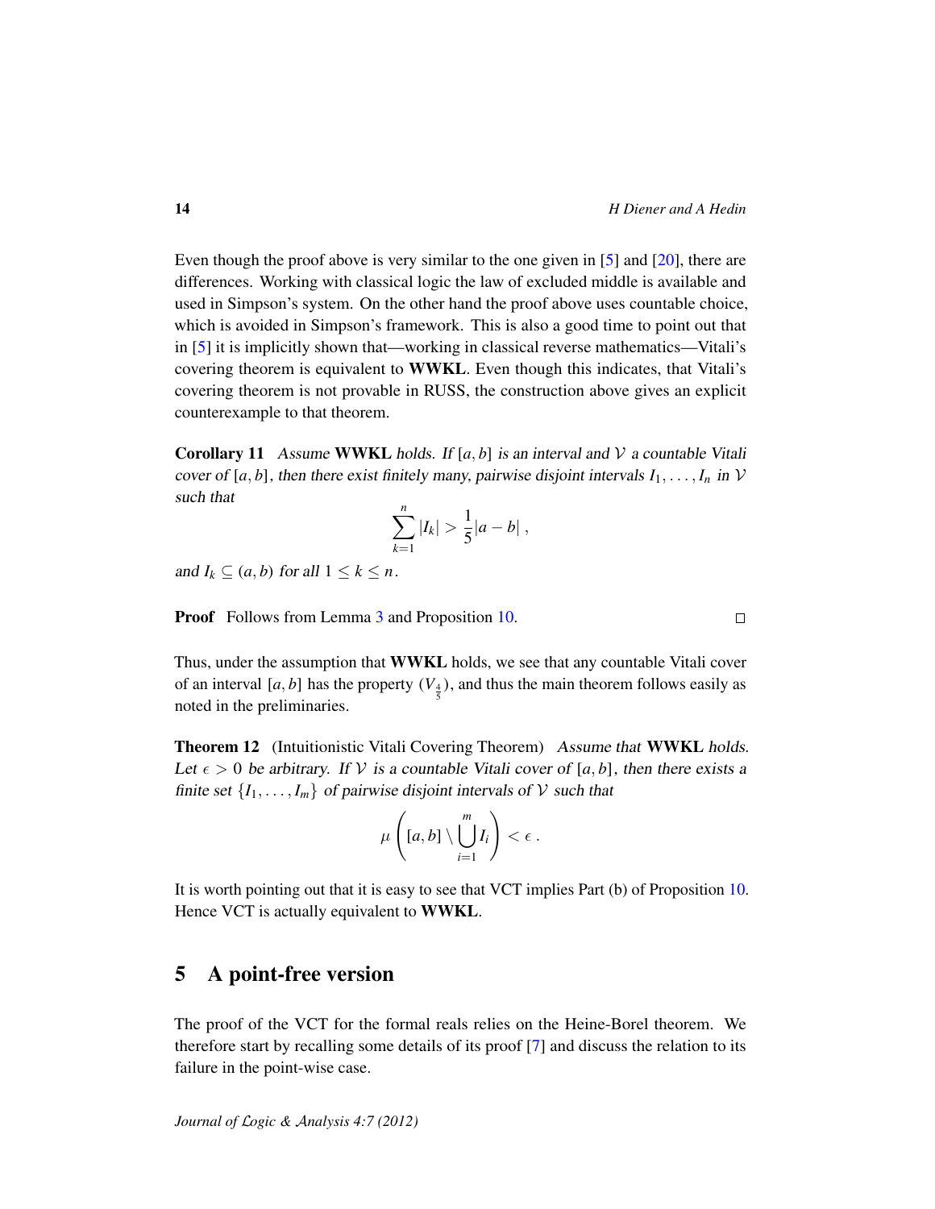Even though the proof above is very similar to the one given in [5] and [20], there are differences. Working with classical logic the law of excluded middle is available and used in Simpson's system. On the other hand the proof above uses countable choice, which is avoided in Simpson's framework. This is also a good time to point out that in [5] it is implicitly shown that—working in classical reverse mathematics—Vitali's covering theorem is equivalent to **WWKL**. Even though this indicates, that Vitali's covering theorem is not provable in RUSS, the construction above gives an explicit counterexample to that theorem.

**Corollary 11** *Assume* **WWKL** *holds. If* $[a, b]$ *is an interval and* $\mathcal{V}$ *a countable Vitali cover of* $[a, b]$*, then there exist finitely many, pairwise disjoint intervals* $I_1, \ldots, I_n$ *in* $\mathcal{V}$ *such that*

$$\sum_{k=1}^{n} |I_k| > \frac{1}{5}|a - b| ,$$

*and* $I_k \subseteq (a, b)$ *for all* $1 \leq k \leq n$.

**Proof** Follows from Lemma 3 and Proposition 10. □

Thus, under the assumption that **WWKL** holds, we see that any countable Vitali cover of an interval $[a, b]$ has the property $(V_{\frac{4}{5}})$, and thus the main theorem follows easily as noted in the preliminaries.

**Theorem 12** (Intuitionistic Vitali Covering Theorem) *Assume that* **WWKL** *holds. Let* $\epsilon > 0$ *be arbitrary. If* $\mathcal{V}$ *is a countable Vitali cover of* $[a, b]$*, then there exists a finite set* $\{I_1, \ldots, I_m\}$ *of pairwise disjoint intervals of* $\mathcal{V}$ *such that*

$$\mu\left([a, b] \setminus \bigcup_{i=1}^{m} I_i\right) < \epsilon .$$

It is worth pointing out that it is easy to see that VCT implies Part (b) of Proposition 10. Hence VCT is actually equivalent to **WWKL**.

## 5 A point-free version

The proof of the VCT for the formal reals relies on the Heine-Borel theorem. We therefore start by recalling some details of its proof [7] and discuss the relation to its failure in the point-wise case.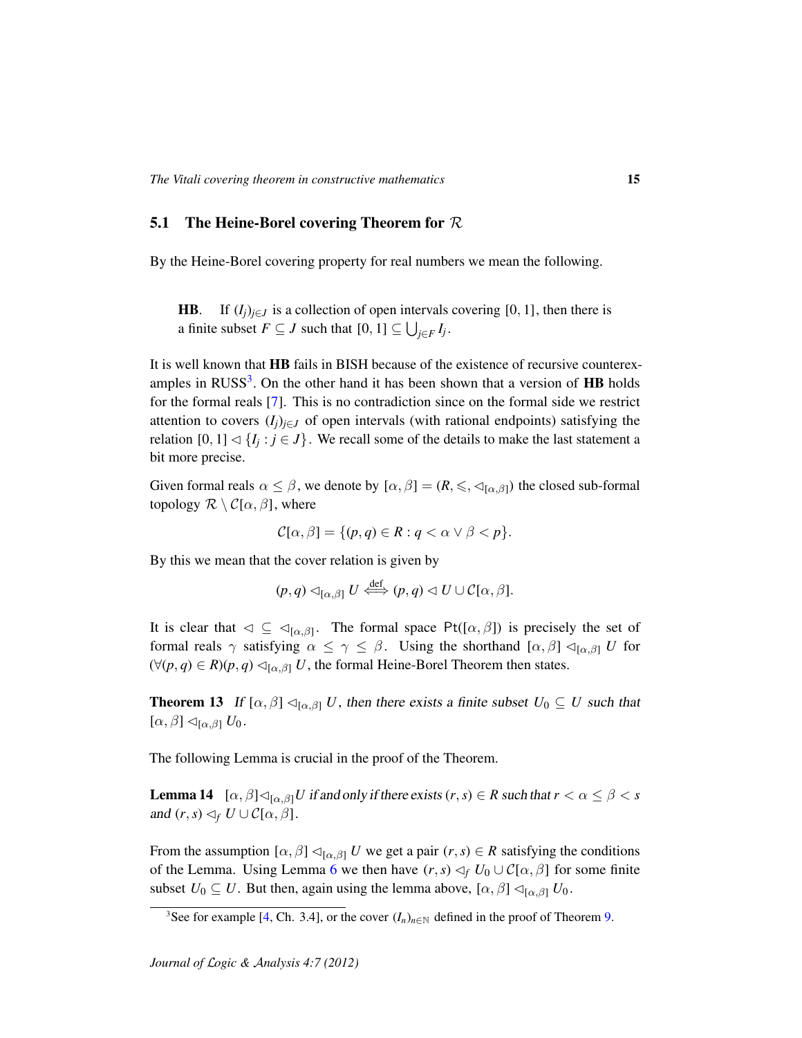### 5.1 The Heine-Borel covering Theorem for $\mathcal{R}$

By the Heine-Borel covering property for real numbers we mean the following.

> **HB**. If $(I_j)_{j\in J}$ is a collection of open intervals covering $[0,1]$, then there is a finite subset $F \subseteq J$ such that $[0,1] \subseteq \bigcup_{j\in F} I_j$.

It is well known that **HB** fails in BISH because of the existence of recursive counterexamples in RUSS[3]. On the other hand it has been shown that a version of **HB** holds for the formal reals [7]. This is no contradiction since on the formal side we restrict attention to covers $(I_j)_{j\in J}$ of open intervals (with rational endpoints) satisfying the relation $[0,1] \lhd \{I_j : j \in J\}$. We recall some of the details to make the last statement a bit more precise.

Given formal reals $\alpha \leq \beta$, we denote by $[\alpha,\beta] = (R, \leqslant, \lhd_{[\alpha,\beta]})$ the closed sub-formal topology $\mathcal{R} \setminus \mathcal{C}[\alpha,\beta]$, where

$$\mathcal{C}[\alpha,\beta] = \{(p,q) \in R : q < \alpha \vee \beta < p\}.$$

By this we mean that the cover relation is given by

$$(p,q) \lhd_{[\alpha,\beta]} U \overset{\text{def}}{\iff} (p,q) \lhd U \cup \mathcal{C}[\alpha,\beta].$$

It is clear that $\lhd \subseteq \lhd_{[\alpha,\beta]}$. The formal space $\mathsf{Pt}([\alpha,\beta])$ is precisely the set of formal reals $\gamma$ satisfying $\alpha \leq \gamma \leq \beta$. Using the shorthand $[\alpha,\beta] \lhd_{[\alpha,\beta]} U$ for $(\forall (p,q) \in R)(p,q) \lhd_{[\alpha,\beta]} U$, the formal Heine-Borel Theorem then states.

**Theorem 13** *If $[\alpha,\beta] \lhd_{[\alpha,\beta]} U$, then there exists a finite subset $U_0 \subseteq U$ such that $[\alpha,\beta] \lhd_{[\alpha,\beta]} U_0$.*

The following Lemma is crucial in the proof of the Theorem.

**Lemma 14** *$[\alpha,\beta] \lhd_{[\alpha,\beta]} U$ if and only if there exists $(r,s) \in R$ such that $r < \alpha \leq \beta < s$ and $(r,s) \lhd_f U \cup \mathcal{C}[\alpha,\beta]$.*

From the assumption $[\alpha,\beta] \lhd_{[\alpha,\beta]} U$ we get a pair $(r,s) \in R$ satisfying the conditions of the Lemma. Using Lemma 6 we then have $(r,s) \lhd_f U_0 \cup \mathcal{C}[\alpha,\beta]$ for some finite subset $U_0 \subseteq U$. But then, again using the lemma above, $[\alpha,\beta] \lhd_{[\alpha,\beta]} U_0$.

---

[3] See for example [4, Ch. 3.4], or the cover $(I_n)_{n\in\mathbb{N}}$ defined in the proof of Theorem 9.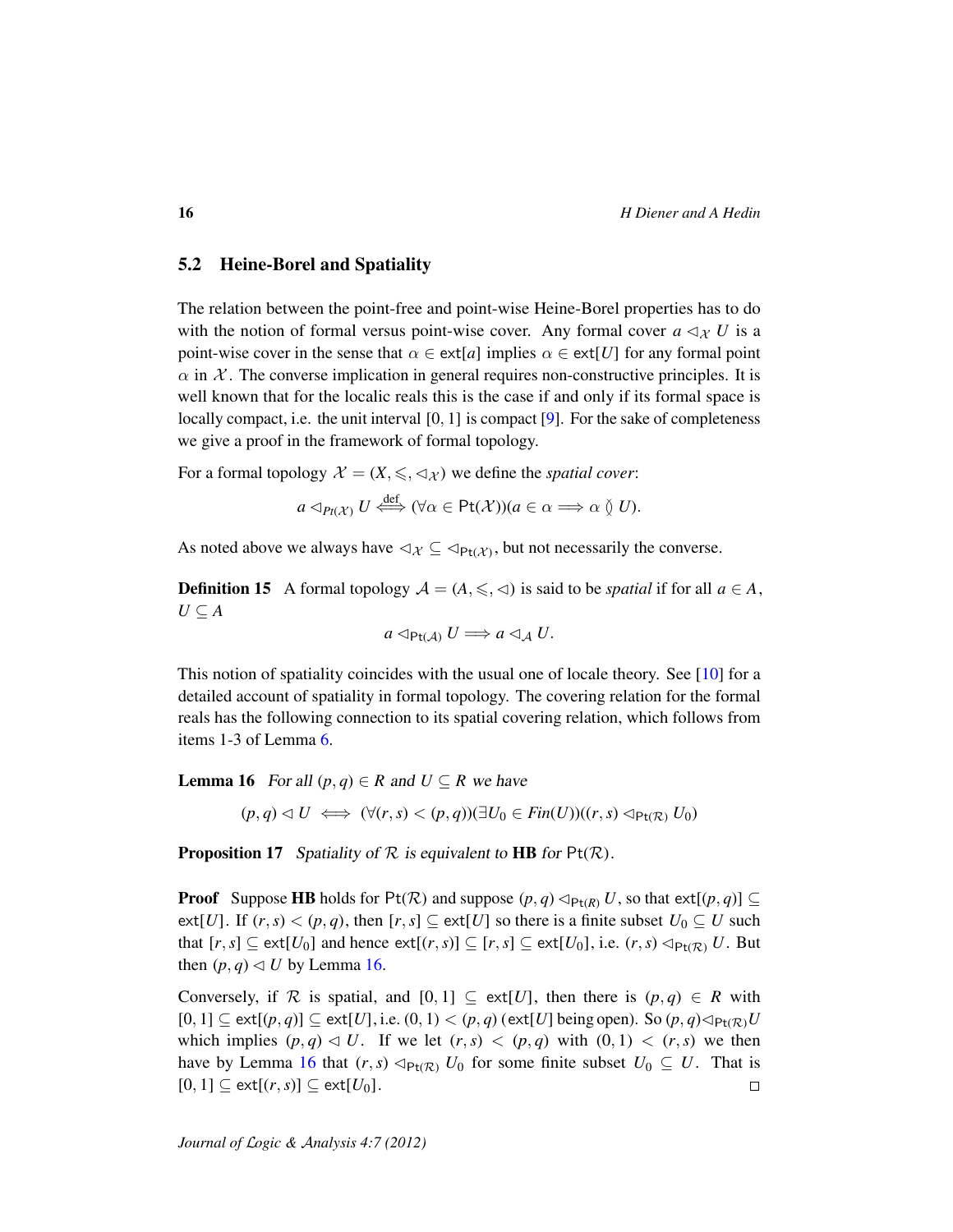## 5.2 Heine-Borel and Spatiality

The relation between the point-free and point-wise Heine-Borel properties has to do with the notion of formal versus point-wise cover. Any formal cover $a \lhd_{\mathcal{X}} U$ is a point-wise cover in the sense that $\alpha \in \mathsf{ext}[a]$ implies $\alpha \in \mathsf{ext}[U]$ for any formal point $\alpha$ in $\mathcal{X}$. The converse implication in general requires non-constructive principles. It is well known that for the localic reals this is the case if and only if its formal space is locally compact, i.e. the unit interval $[0,1]$ is compact [9]. For the sake of completeness we give a proof in the framework of formal topology.

For a formal topology $\mathcal{X} = (X, \leqslant, \lhd_{\mathcal{X}})$ we define the *spatial cover*:

$$a \lhd_{Pt(\mathcal{X})} U \overset{\text{def}}{\iff} (\forall \alpha \in \mathsf{Pt}(\mathcal{X}))(a \in \alpha \implies \alpha \between U).$$

As noted above we always have $\lhd_{\mathcal{X}} \subseteq \lhd_{\mathsf{Pt}(\mathcal{X})}$, but not necessarily the converse.

**Definition 15** A formal topology $\mathcal{A} = (A, \leqslant, \lhd)$ is said to be *spatial* if for all $a \in A$, $U \subseteq A$

$$a \lhd_{\mathsf{Pt}(\mathcal{A})} U \implies a \lhd_{\mathcal{A}} U.$$

This notion of spatiality coincides with the usual one of locale theory. See [10] for a detailed account of spatiality in formal topology. The covering relation for the formal reals has the following connection to its spatial covering relation, which follows from items 1-3 of Lemma 6.

**Lemma 16** *For all $(p,q) \in R$ and $U \subseteq R$ we have*

$$(p,q) \lhd U \iff (\forall (r,s) < (p,q))(\exists U_0 \in Fin(U))((r,s) \lhd_{\mathsf{Pt}(\mathcal{R})} U_0)$$

**Proposition 17** *Spatiality of $\mathcal{R}$ is equivalent to* **HB** *for $\mathsf{Pt}(\mathcal{R})$.*

**Proof** Suppose **HB** holds for $\mathsf{Pt}(\mathcal{R})$ and suppose $(p,q) \lhd_{\mathsf{Pt}(R)} U$, so that $\mathsf{ext}[(p,q)] \subseteq \mathsf{ext}[U]$. If $(r,s) < (p,q)$, then $[r,s] \subseteq \mathsf{ext}[U]$ so there is a finite subset $U_0 \subseteq U$ such that $[r,s] \subseteq \mathsf{ext}[U_0]$ and hence $\mathsf{ext}[(r,s)] \subseteq [r,s] \subseteq \mathsf{ext}[U_0]$, i.e. $(r,s) \lhd_{\mathsf{Pt}(\mathcal{R})} U$. But then $(p,q) \lhd U$ by Lemma 16.

Conversely, if $\mathcal{R}$ is spatial, and $[0,1] \subseteq \mathsf{ext}[U]$, then there is $(p,q) \in R$ with $[0,1] \subseteq \mathsf{ext}[(p,q)] \subseteq \mathsf{ext}[U]$, i.e. $(0,1) < (p,q)$ ($\mathsf{ext}[U]$ being open). So $(p,q) \lhd_{\mathsf{Pt}(\mathcal{R})} U$ which implies $(p,q) \lhd U$. If we let $(r,s) < (p,q)$ with $(0,1) < (r,s)$ we then have by Lemma 16 that $(r,s) \lhd_{\mathsf{Pt}(\mathcal{R})} U_0$ for some finite subset $U_0 \subseteq U$. That is $[0,1] \subseteq \mathsf{ext}[(r,s)] \subseteq \mathsf{ext}[U_0]$. ◻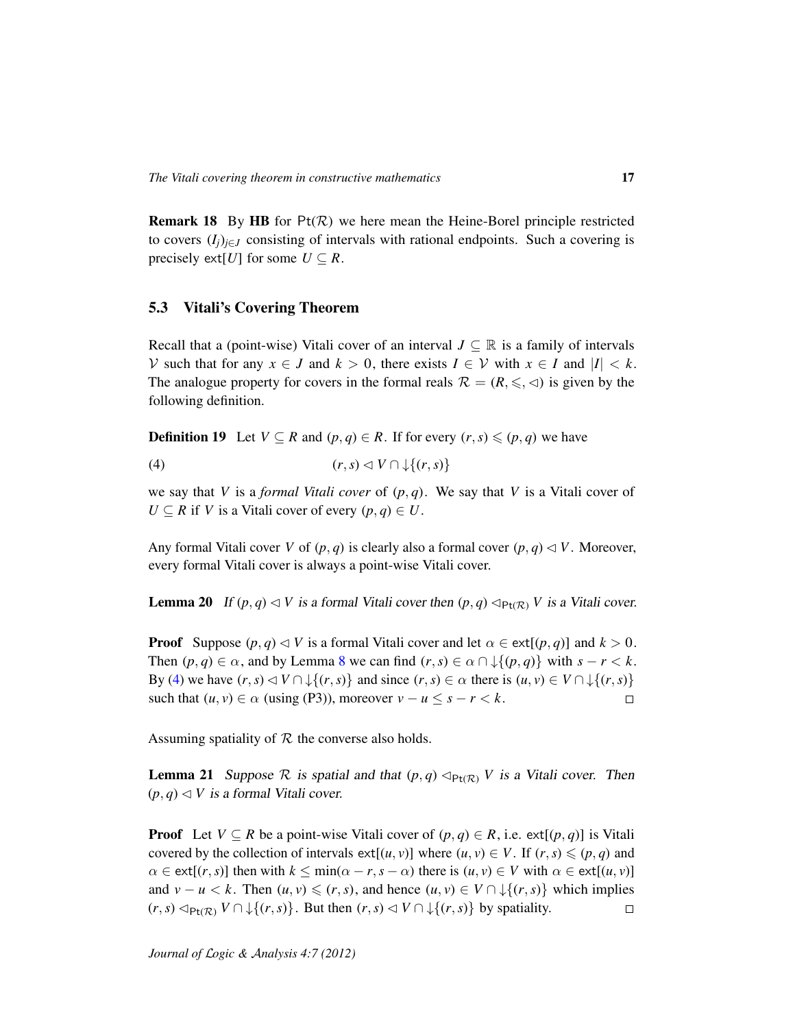**Remark 18** By **HB** for $\mathsf{Pt}(\mathcal{R})$ we here mean the Heine-Borel principle restricted to covers $(I_j)_{j \in J}$ consisting of intervals with rational endpoints. Such a covering is precisely $\mathsf{ext}[U]$ for some $U \subseteq R$.

## 5.3 Vitali's Covering Theorem

Recall that a (point-wise) Vitali cover of an interval $J \subseteq \mathbb{R}$ is a family of intervals $\mathcal{V}$ such that for any $x \in J$ and $k > 0$, there exists $I \in \mathcal{V}$ with $x \in I$ and $|I| < k$. The analogue property for covers in the formal reals $\mathcal{R} = (R, \leqslant, \lhd)$ is given by the following definition.

**Definition 19** Let $V \subseteq R$ and $(p,q) \in R$. If for every $(r,s) \leqslant (p,q)$ we have

$$(r,s) \lhd V \cap \downarrow\{(r,s)\} \tag{4}$$

we say that $V$ is a *formal Vitali cover* of $(p,q)$. We say that $V$ is a Vitali cover of $U \subseteq R$ if $V$ is a Vitali cover of every $(p,q) \in U$.

Any formal Vitali cover $V$ of $(p,q)$ is clearly also a formal cover $(p,q) \lhd V$. Moreover, every formal Vitali cover is always a point-wise Vitali cover.

**Lemma 20** *If $(p,q) \lhd V$ is a formal Vitali cover then $(p,q) \lhd_{\mathsf{Pt}(\mathcal{R})} V$ is a Vitali cover.*

**Proof** Suppose $(p,q) \lhd V$ is a formal Vitali cover and let $\alpha \in \mathsf{ext}[(p,q)]$ and $k > 0$. Then $(p,q) \in \alpha$, and by Lemma 8 we can find $(r,s) \in \alpha \cap \downarrow\{(p,q)\}$ with $s - r < k$. By (4) we have $(r,s) \lhd V \cap \downarrow\{(r,s)\}$ and since $(r,s) \in \alpha$ there is $(u,v) \in V \cap \downarrow\{(r,s)\}$ such that $(u,v) \in \alpha$ (using (P3)), moreover $v - u \leq s - r < k$. $\square$

Assuming spatiality of $\mathcal{R}$ the converse also holds.

**Lemma 21** *Suppose $\mathcal{R}$ is spatial and that $(p,q) \lhd_{\mathsf{Pt}(\mathcal{R})} V$ is a Vitali cover. Then $(p,q) \lhd V$ is a formal Vitali cover.*

**Proof** Let $V \subseteq R$ be a point-wise Vitali cover of $(p,q) \in R$, i.e. $\mathsf{ext}[(p,q)]$ is Vitali covered by the collection of intervals $\mathsf{ext}[(u,v)]$ where $(u,v) \in V$. If $(r,s) \leqslant (p,q)$ and $\alpha \in \mathsf{ext}[(r,s)]$ then with $k \leq \min(\alpha - r, s - \alpha)$ there is $(u,v) \in V$ with $\alpha \in \mathsf{ext}[(u,v)]$ and $v - u < k$. Then $(u,v) \leqslant (r,s)$, and hence $(u,v) \in V \cap \downarrow\{(r,s)\}$ which implies $(r,s) \lhd_{\mathsf{Pt}(\mathcal{R})} V \cap \downarrow\{(r,s)\}$. But then $(r,s) \lhd V \cap \downarrow\{(r,s)\}$ by spatiality. $\square$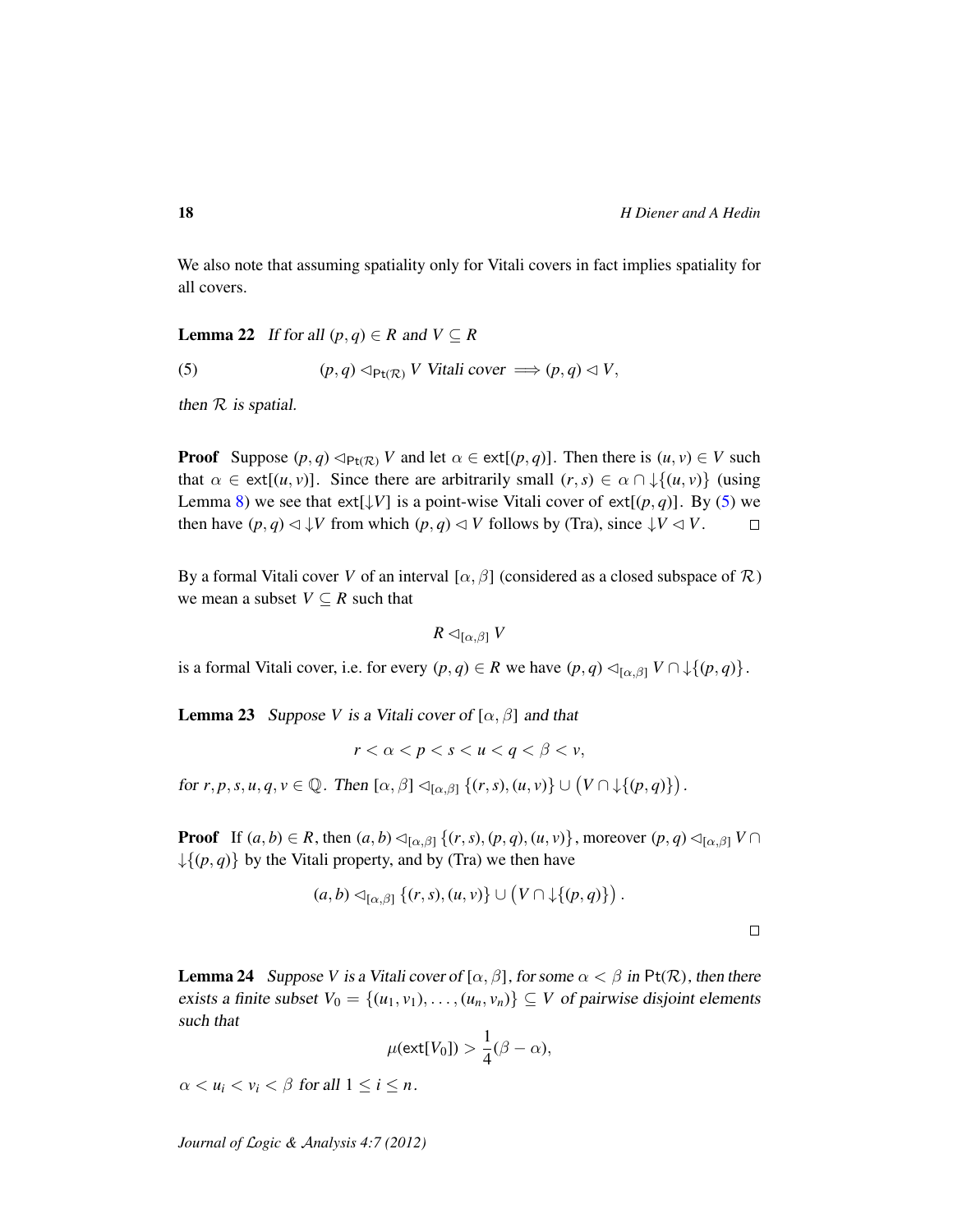We also note that assuming spatiality only for Vitali covers in fact implies spatiality for all covers.

**Lemma 22** *If for all $(p,q) \in R$ and $V \subseteq R$*

$$(p,q) \lhd_{\mathsf{Pt}(\mathcal{R})} V \text{ Vitali cover } \implies (p,q) \lhd V, \tag{5}$$

*then $\mathcal{R}$ is spatial.*

**Proof** Suppose $(p,q) \lhd_{\mathsf{Pt}(\mathcal{R})} V$ and let $\alpha \in \mathsf{ext}[(p,q)]$. Then there is $(u,v) \in V$ such that $\alpha \in \mathsf{ext}[(u,v)]$. Since there are arbitrarily small $(r,s) \in \alpha \cap \downarrow\{(u,v)\}$ (using Lemma 8) we see that $\mathsf{ext}[\downarrow V]$ is a point-wise Vitali cover of $\mathsf{ext}[(p,q)]$. By (5) we then have $(p,q) \lhd \downarrow V$ from which $(p,q) \lhd V$ follows by (Tra), since $\downarrow V \lhd V$. $\square$

By a formal Vitali cover $V$ of an interval $[\alpha,\beta]$ (considered as a closed subspace of $\mathcal{R}$) we mean a subset $V \subseteq R$ such that

$$R \lhd_{[\alpha,\beta]} V$$

is a formal Vitali cover, i.e. for every $(p,q) \in R$ we have $(p,q) \lhd_{[\alpha,\beta]} V \cap \downarrow\{(p,q)\}$.

**Lemma 23** *Suppose $V$ is a Vitali cover of $[\alpha,\beta]$ and that*

$$r < \alpha < p < s < u < q < \beta < v,$$

*for $r,p,s,u,q,v \in \mathbb{Q}$. Then $[\alpha,\beta] \lhd_{[\alpha,\beta]} \{(r,s),(u,v)\} \cup \left(V \cap \downarrow\{(p,q)\}\right)$.*

**Proof** If $(a,b) \in R$, then $(a,b) \lhd_{[\alpha,\beta]} \{(r,s),(p,q),(u,v)\}$, moreover $(p,q) \lhd_{[\alpha,\beta]} V \cap \downarrow\{(p,q)\}$ by the Vitali property, and by (Tra) we then have

$$(a,b) \lhd_{[\alpha,\beta]} \{(r,s),(u,v)\} \cup \left(V \cap \downarrow\{(p,q)\}\right).$$

$\square$

**Lemma 24** *Suppose $V$ is a Vitali cover of $[\alpha,\beta]$, for some $\alpha < \beta$ in $\mathsf{Pt}(\mathcal{R})$, then there exists a finite subset $V_0 = \{(u_1,v_1),\ldots,(u_n,v_n)\} \subseteq V$ of pairwise disjoint elements such that*

$$\mu(\mathsf{ext}[V_0]) > \frac{1}{4}(\beta - \alpha),$$

*$\alpha < u_i < v_i < \beta$ for all $1 \leq i \leq n$.*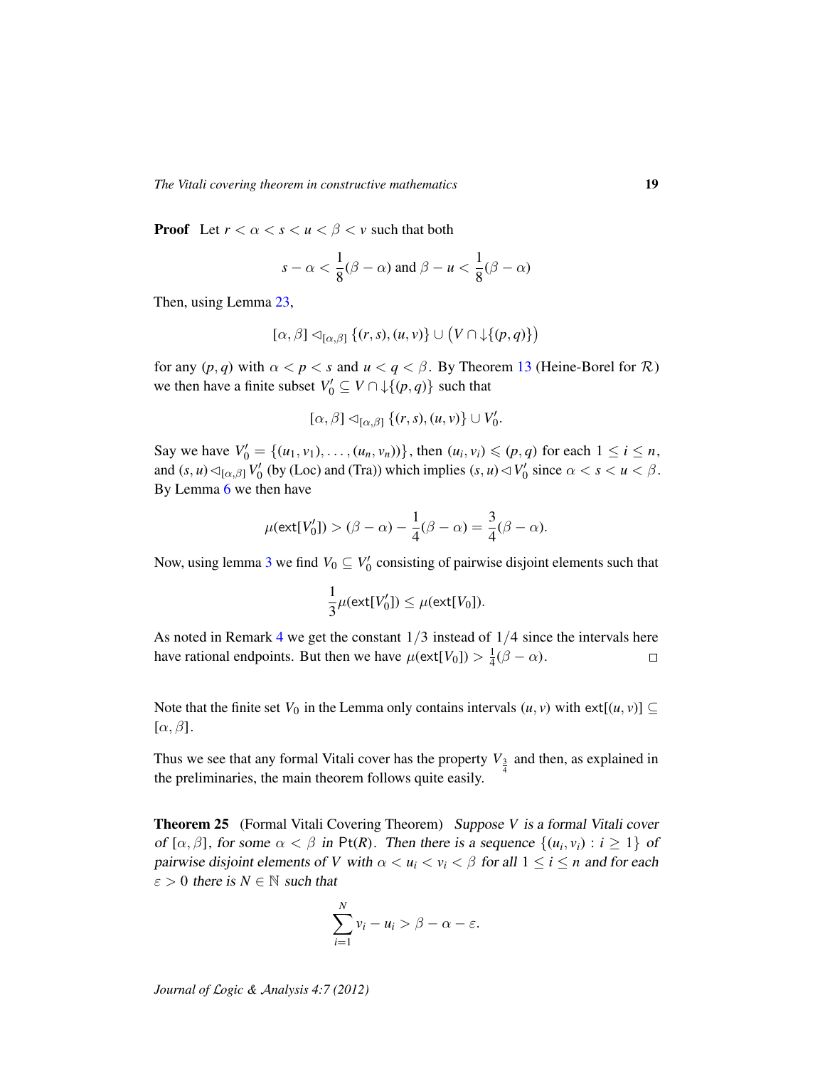**Proof** Let $r < \alpha < s < u < \beta < v$ such that both

$$s - \alpha < \frac{1}{8}(\beta - \alpha) \text{ and } \beta - u < \frac{1}{8}(\beta - \alpha)$$

Then, using Lemma 23,

$$[\alpha, \beta] \lhd_{[\alpha,\beta]} \{(r,s),(u,v)\} \cup \big(V \cap {\downarrow}\{(p,q)\}\big)$$

for any $(p,q)$ with $\alpha < p < s$ and $u < q < \beta$. By Theorem 13 (Heine-Borel for $\mathcal{R}$) we then have a finite subset $V_0' \subseteq V \cap {\downarrow}\{(p,q)\}$ such that

$$[\alpha, \beta] \lhd_{[\alpha,\beta]} \{(r,s),(u,v)\} \cup V_0'.$$

Say we have $V_0' = \{(u_1,v_1),\ldots,(u_n,v_n)\}$, then $(u_i,v_i) \leqslant (p,q)$ for each $1 \leq i \leq n$, and $(s,u) \lhd_{[\alpha,\beta]} V_0'$ (by (Loc) and (Tra)) which implies $(s,u) \lhd V_0'$ since $\alpha < s < u < \beta$. By Lemma 6 we then have

$$\mu(\mathsf{ext}[V_0']) > (\beta - \alpha) - \frac{1}{4}(\beta - \alpha) = \frac{3}{4}(\beta - \alpha).$$

Now, using lemma 3 we find $V_0 \subseteq V_0'$ consisting of pairwise disjoint elements such that

$$\frac{1}{3}\mu(\mathsf{ext}[V_0']) \leq \mu(\mathsf{ext}[V_0]).$$

As noted in Remark 4 we get the constant $1/3$ instead of $1/4$ since the intervals here have rational endpoints. But then we have $\mu(\mathsf{ext}[V_0]) > \frac{1}{4}(\beta - \alpha)$. ☐

Note that the finite set $V_0$ in the Lemma only contains intervals $(u,v)$ with $\mathsf{ext}[(u,v)] \subseteq [\alpha,\beta]$.

Thus we see that any formal Vitali cover has the property $V_{\frac{3}{4}}$ and then, as explained in the preliminaries, the main theorem follows quite easily.

**Theorem 25** (Formal Vitali Covering Theorem) *Suppose $V$ is a formal Vitali cover of $[\alpha,\beta]$, for some $\alpha < \beta$ in $\mathsf{Pt}(R)$. Then there is a sequence $\{(u_i,v_i) : i \geq 1\}$ of pairwise disjoint elements of $V$ with $\alpha < u_i < v_i < \beta$ for all $1 \leq i \leq n$ and for each $\varepsilon > 0$ there is $N \in \mathbb{N}$ such that*

$$\sum_{i=1}^{N} v_i - u_i > \beta - \alpha - \varepsilon.$$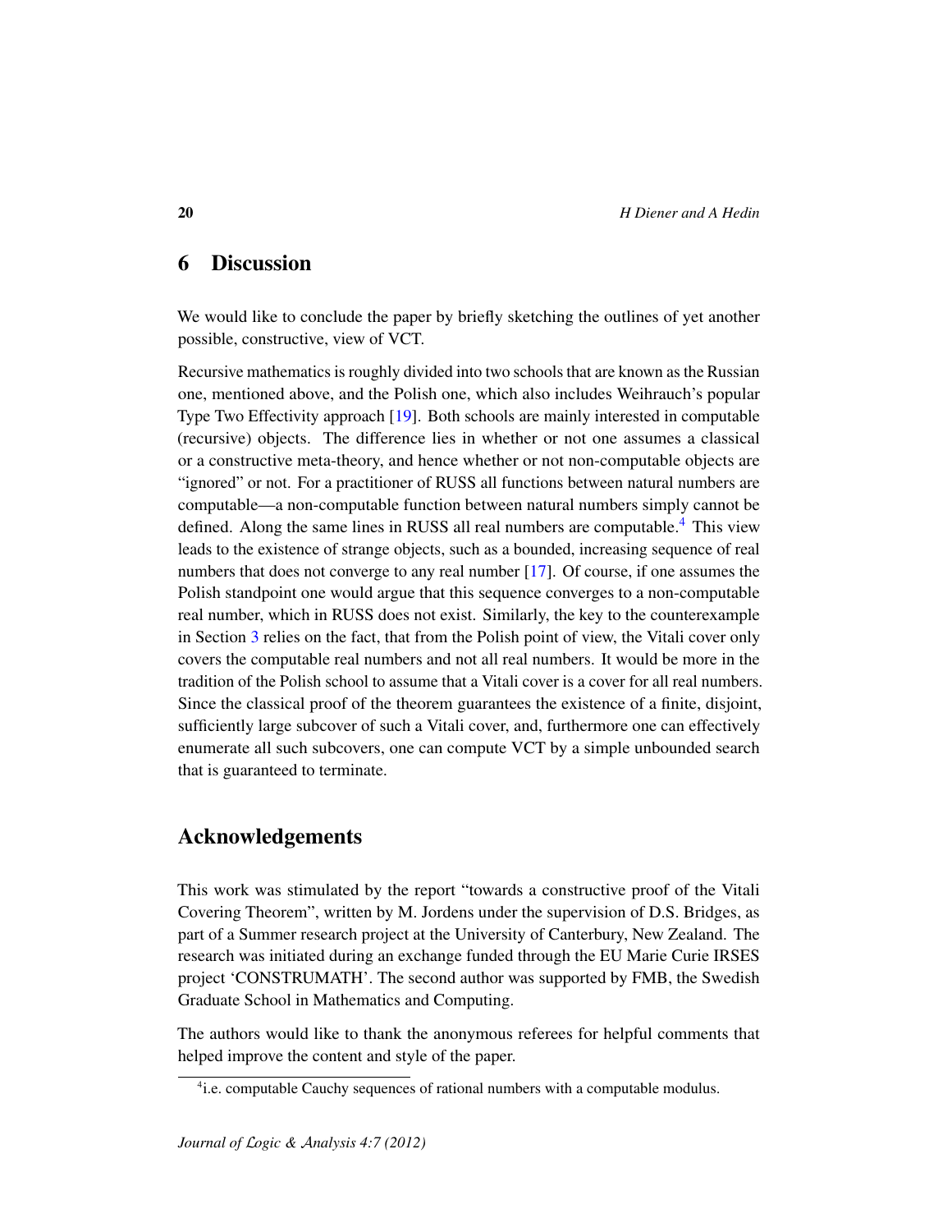## 6 Discussion

We would like to conclude the paper by briefly sketching the outlines of yet another possible, constructive, view of VCT.

Recursive mathematics is roughly divided into two schools that are known as the Russian one, mentioned above, and the Polish one, which also includes Weihrauch's popular Type Two Effectivity approach [19]. Both schools are mainly interested in computable (recursive) objects. The difference lies in whether or not one assumes a classical or a constructive meta-theory, and hence whether or not non-computable objects are "ignored" or not. For a practitioner of RUSS all functions between natural numbers are computable—a non-computable function between natural numbers simply cannot be defined. Along the same lines in RUSS all real numbers are computable.[4] This view leads to the existence of strange objects, such as a bounded, increasing sequence of real numbers that does not converge to any real number [17]. Of course, if one assumes the Polish standpoint one would argue that this sequence converges to a non-computable real number, which in RUSS does not exist. Similarly, the key to the counterexample in Section 3 relies on the fact, that from the Polish point of view, the Vitali cover only covers the computable real numbers and not all real numbers. It would be more in the tradition of the Polish school to assume that a Vitali cover is a cover for all real numbers. Since the classical proof of the theorem guarantees the existence of a finite, disjoint, sufficiently large subcover of such a Vitali cover, and, furthermore one can effectively enumerate all such subcovers, one can compute VCT by a simple unbounded search that is guaranteed to terminate.

## Acknowledgements

This work was stimulated by the report "towards a constructive proof of the Vitali Covering Theorem", written by M. Jordens under the supervision of D.S. Bridges, as part of a Summer research project at the University of Canterbury, New Zealand. The research was initiated during an exchange funded through the EU Marie Curie IRSES project 'CONSTRUMATH'. The second author was supported by FMB, the Swedish Graduate School in Mathematics and Computing.

The authors would like to thank the anonymous referees for helpful comments that helped improve the content and style of the paper.

[4] i.e. computable Cauchy sequences of rational numbers with a computable modulus.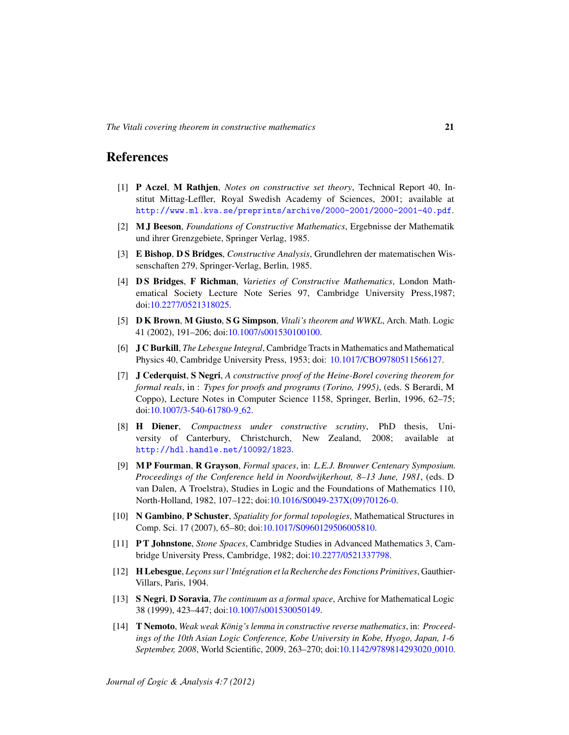# References

[1] **P Aczel**, **M Rathjen**, *Notes on constructive set theory*, Technical Report 40, Institut Mittag-Leffler, Royal Swedish Academy of Sciences, 2001; available at http://www.ml.kva.se/preprints/archive/2000-2001/2000-2001-40.pdf.

[2] **M J Beeson**, *Foundations of Constructive Mathematics*, Ergebnisse der Mathematik und ihrer Grenzgebiete, Springer Verlag, 1985.

[3] **E Bishop**, **D S Bridges**, *Constructive Analysis*, Grundlehren der matematischen Wissenschaften 279, Springer-Verlag, Berlin, 1985.

[4] **D S Bridges**, **F Richman**, *Varieties of Constructive Mathematics*, London Mathematical Society Lecture Note Series 97, Cambridge University Press,1987; doi:10.2277/0521318025.

[5] **D K Brown**, **M Giusto**, **S G Simpson**, *Vitali's theorem and WWKL*, Arch. Math. Logic 41 (2002), 191–206; doi:10.1007/s001530100100.

[6] **J C Burkill**, *The Lebesgue Integral*, Cambridge Tracts in Mathematics and Mathematical Physics 40, Cambridge University Press, 1953; doi: 10.1017/CBO9780511566127.

[7] **J Cederquist**, **S Negri**, *A constructive proof of the Heine-Borel covering theorem for formal reals*, in : *Types for proofs and programs (Torino, 1995)*, (eds. S Berardi, M Coppo), Lecture Notes in Computer Science 1158, Springer, Berlin, 1996, 62–75; doi:10.1007/3-540-61780-9_62.

[8] **H Diener**, *Compactness under constructive scrutiny*, PhD thesis, University of Canterbury, Christchurch, New Zealand, 2008; available at http://hdl.handle.net/10092/1823.

[9] **M P Fourman**, **R Grayson**, *Formal spaces*, in: *L.E.J. Brouwer Centenary Symposium. Proceedings of the Conference held in Noordwijkerhout, 8–13 June, 1981*, (eds. D van Dalen, A Troelstra), Studies in Logic and the Foundations of Mathematics 110, North-Holland, 1982, 107–122; doi:10.1016/S0049-237X(09)70126-0.

[10] **N Gambino**, **P Schuster**, *Spatiality for formal topologies*, Mathematical Structures in Comp. Sci. 17 (2007), 65–80; doi:10.1017/S0960129506005810.

[11] **P T Johnstone**, *Stone Spaces*, Cambridge Studies in Advanced Mathematics 3, Cambridge University Press, Cambridge, 1982; doi:10.2277/0521337798.

[12] **H Lebesgue**, *Leçons sur l'Intégration et la Recherche des Fonctions Primitives*, Gauthier-Villars, Paris, 1904.

[13] **S Negri**, **D Soravia**, *The continuum as a formal space*, Archive for Mathematical Logic 38 (1999), 423–447; doi:10.1007/s001530050149.

[14] **T Nemoto**, *Weak weak König's lemma in constructive reverse mathematics*, in: *Proceedings of the 10th Asian Logic Conference, Kobe University in Kobe, Hyogo, Japan, 1-6 September, 2008*, World Scientific, 2009, 263–270; doi:10.1142/9789814293020_0010.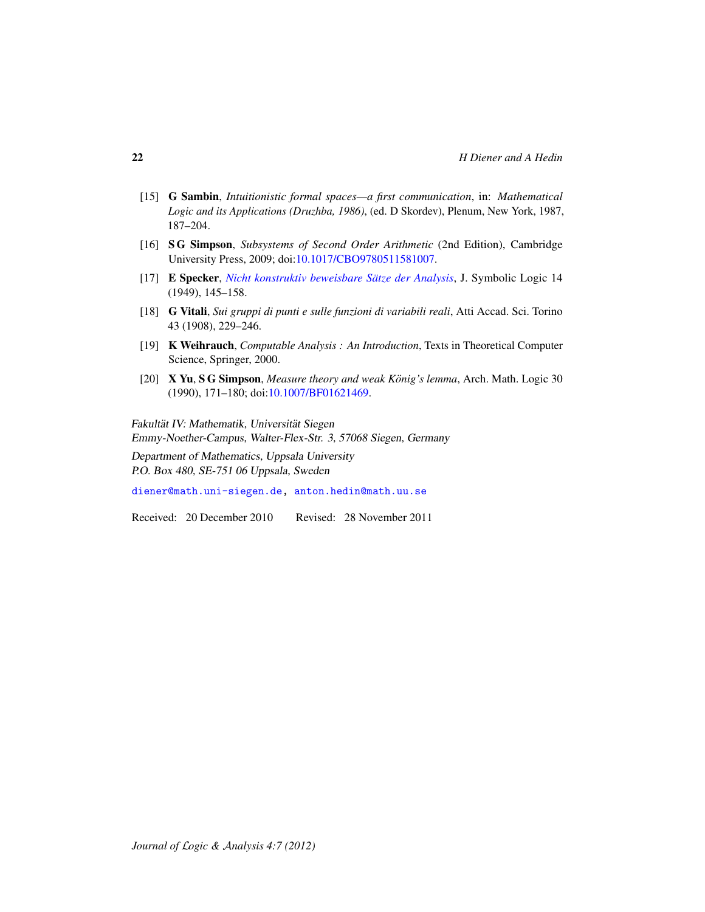[15] **G Sambin**, *Intuitionistic formal spaces—a first communication*, in: *Mathematical Logic and its Applications (Druzhba, 1986)*, (ed. D Skordev), Plenum, New York, 1987, 187–204.

[16] **S G Simpson**, *Subsystems of Second Order Arithmetic* (2nd Edition), Cambridge University Press, 2009; doi:10.1017/CBO9780511581007.

[17] **E Specker**, *Nicht konstruktiv beweisbare Sätze der Analysis*, J. Symbolic Logic 14 (1949), 145–158.

[18] **G Vitali**, *Sui gruppi di punti e sulle funzioni di variabili reali*, Atti Accad. Sci. Torino 43 (1908), 229–246.

[19] **K Weihrauch**, *Computable Analysis : An Introduction*, Texts in Theoretical Computer Science, Springer, 2000.

[20] **X Yu**, **S G Simpson**, *Measure theory and weak König's lemma*, Arch. Math. Logic 30 (1990), 171–180; doi:10.1007/BF01621469.

*Fakultät IV: Mathematik, Universität Siegen*
*Emmy-Noether-Campus, Walter-Flex-Str. 3, 57068 Siegen, Germany*

*Department of Mathematics, Uppsala University*
*P.O. Box 480, SE-751 06 Uppsala, Sweden*

diener@math.uni-siegen.de, anton.hedin@math.uu.se

Received: 20 December 2010 Revised: 28 November 2011